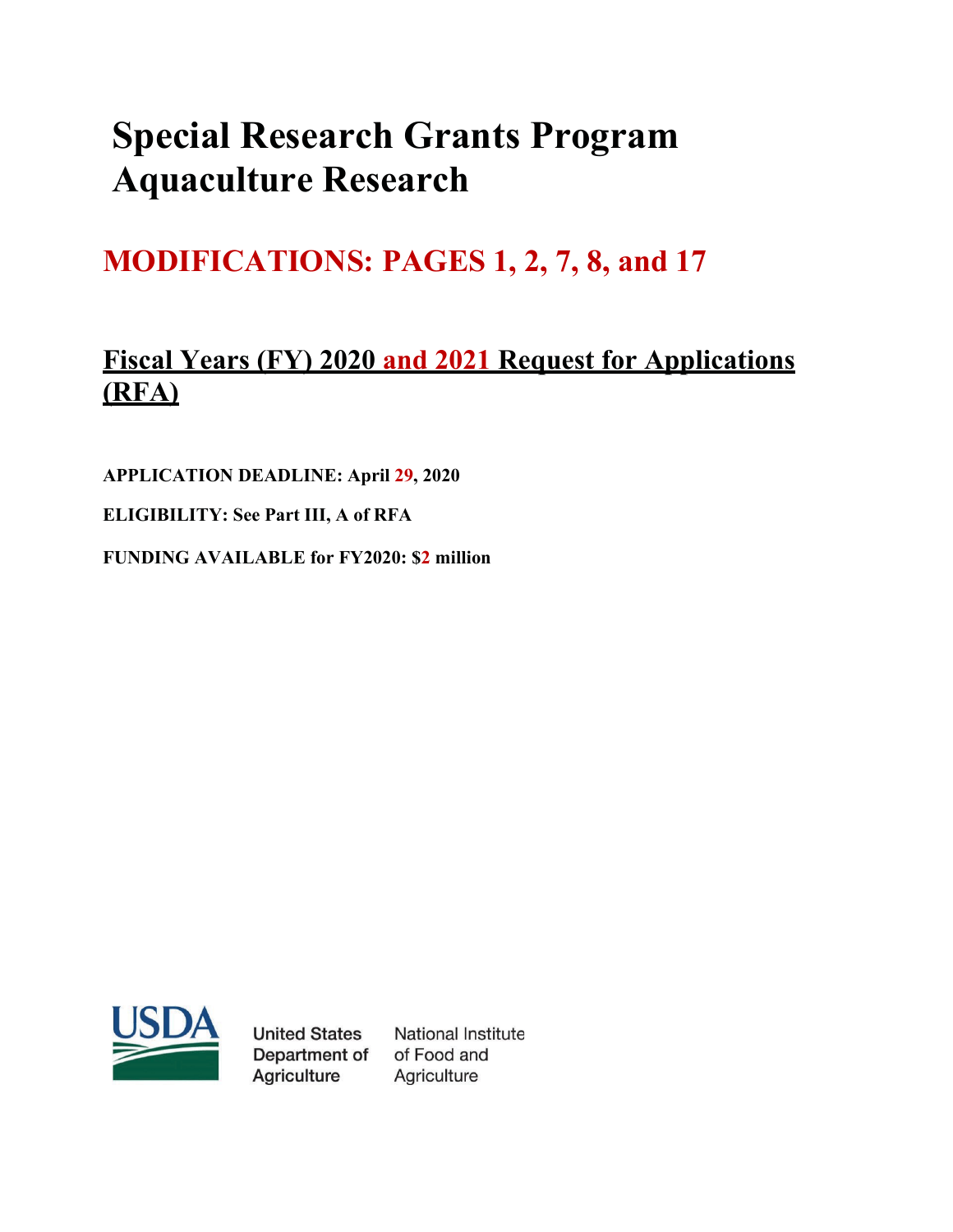# Special Research Grants Program Aquaculture Research

## MODIFICATIONS: PAGES 1, 2, 7, 8, and 17

## Fiscal Years (FY) 2020 and 2021 Request for Applications (RFA)

**APPLICATION DEADLINE: April 29, 2020**

**ELIGIBILITY: See Part III, A of RFA**

**FUNDING AVAILABLE for FY2020: $2 million**

United States Department of Agriculture

National Institute of Food and Agriculture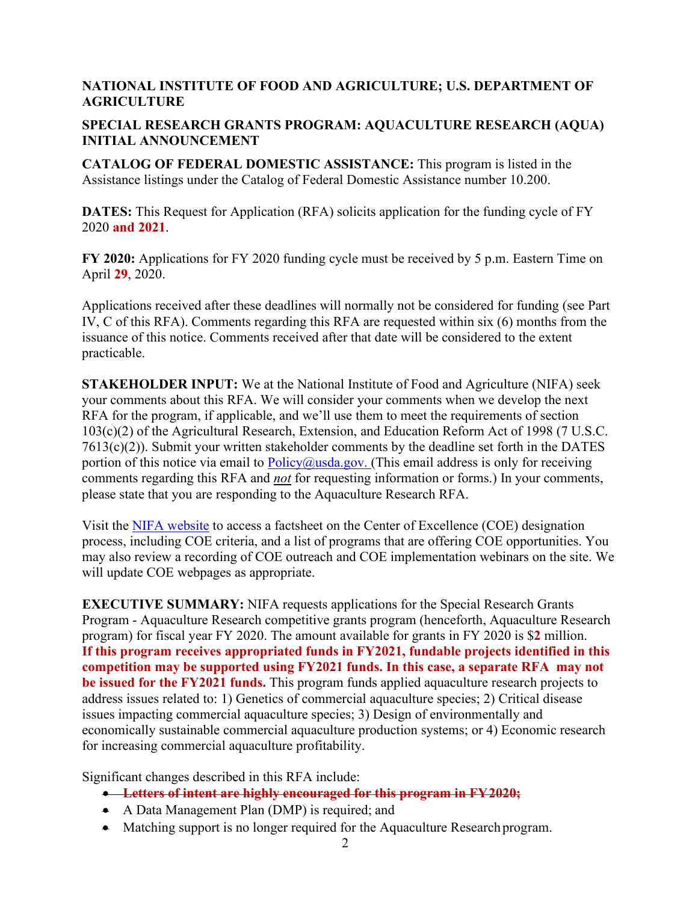**NATIONAL INSTITUTE OF FOOD AND AGRICULTURE; U.S. DEPARTMENT OF AGRICULTURE**

**SPECIAL RESEARCH GRANTS PROGRAM: AQUACULTURE RESEARCH (AQUA) INITIAL ANNOUNCEMENT**

**CATALOG OF FEDERAL DOMESTIC ASSISTANCE:** This program is listed in the Assistance listings under the Catalog of Federal Domestic Assistance number 10.200.

**DATES:** This Request for Application (RFA) solicits application for the funding cycle of FY 2020 **and 2021**.

**FY 2020:** Applications for FY 2020 funding cycle must be received by 5 p.m. Eastern Time on April **29**, 2020.

Applications received after these deadlines will normally not be considered for funding (see Part IV, C of this RFA). Comments regarding this RFA are requested within six (6) months from the issuance of this notice. Comments received after that date will be considered to the extent practicable.

**STAKEHOLDER INPUT:** We at the National Institute of Food and Agriculture (NIFA) seek your comments about this RFA. We will consider your comments when we develop the next RFA for the program, if applicable, and we'll use them to meet the requirements of section 103(c)(2) of the Agricultural Research, Extension, and Education Reform Act of 1998 (7 U.S.C. 7613(c)(2)). Submit your written stakeholder comments by the deadline set forth in the DATES portion of this notice via email to Policy@usda.gov. (This email address is only for receiving comments regarding this RFA and ***not*** for requesting information or forms.) In your comments, please state that you are responding to the Aquaculture Research RFA.

Visit the NIFA website to access a factsheet on the Center of Excellence (COE) designation process, including COE criteria, and a list of programs that are offering COE opportunities. You may also review a recording of COE outreach and COE implementation webinars on the site. We will update COE webpages as appropriate.

**EXECUTIVE SUMMARY:** NIFA requests applications for the Special Research Grants Program - Aquaculture Research competitive grants program (henceforth, Aquaculture Research program) for fiscal year FY 2020. The amount available for grants in FY 2020 is $**2** million. **If this program receives appropriated funds in FY2021, fundable projects identified in this competition may be supported using FY2021 funds. In this case, a separate RFA may not be issued for the FY2021 funds.** This program funds applied aquaculture research projects to address issues related to: 1) Genetics of commercial aquaculture species; 2) Critical disease issues impacting commercial aquaculture species; 3) Design of environmentally and economically sustainable commercial aquaculture production systems; or 4) Economic research for increasing commercial aquaculture profitability.

Significant changes described in this RFA include:

- ~~**Letters of intent are highly encouraged for this program in FY2020;**~~
- A Data Management Plan (DMP) is required; and
- Matching support is no longer required for the Aquaculture Research program.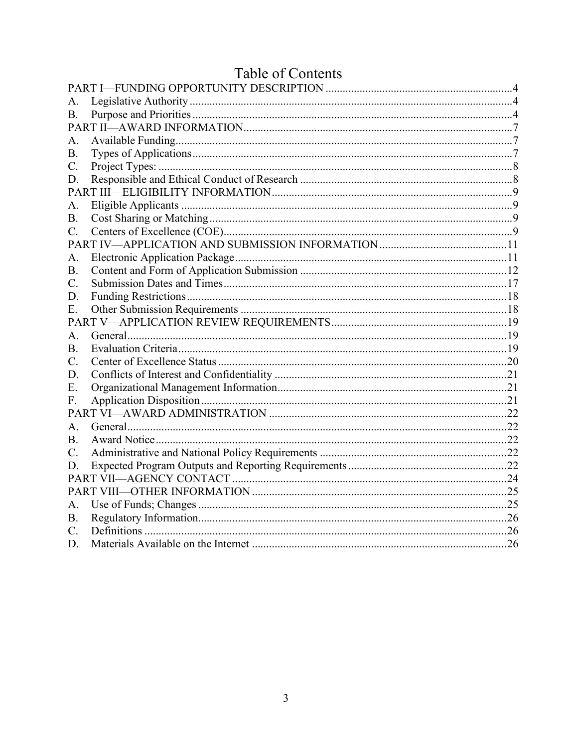# Table of Contents

PART I—FUNDING OPPORTUNITY DESCRIPTION .....4

A. Legislative Authority .....4

B. Purpose and Priorities .....4

PART II—AWARD INFORMATION .....7

A. Available Funding .....7

B. Types of Applications .....7

C. Project Types: .....8

D. Responsible and Ethical Conduct of Research .....8

PART III—ELIGIBILITY INFORMATION .....9

A. Eligible Applicants .....9

B. Cost Sharing or Matching .....9

C. Centers of Excellence (COE) .....9

PART IV—APPLICATION AND SUBMISSION INFORMATION .....11

A. Electronic Application Package .....11

B. Content and Form of Application Submission .....12

C. Submission Dates and Times .....17

D. Funding Restrictions .....18

E. Other Submission Requirements .....18

PART V—APPLICATION REVIEW REQUIREMENTS .....19

A. General .....19

B. Evaluation Criteria .....19

C. Center of Excellence Status .....20

D. Conflicts of Interest and Confidentiality .....21

E. Organizational Management Information .....21

F. Application Disposition .....21

PART VI—AWARD ADMINISTRATION .....22

A. General .....22

B. Award Notice .....22

C. Administrative and National Policy Requirements .....22

D. Expected Program Outputs and Reporting Requirements .....22

PART VII—AGENCY CONTACT .....24

PART VIII—OTHER INFORMATION .....25

A. Use of Funds; Changes .....25

B. Regulatory Information .....26

C. Definitions .....26

D. Materials Available on the Internet .....26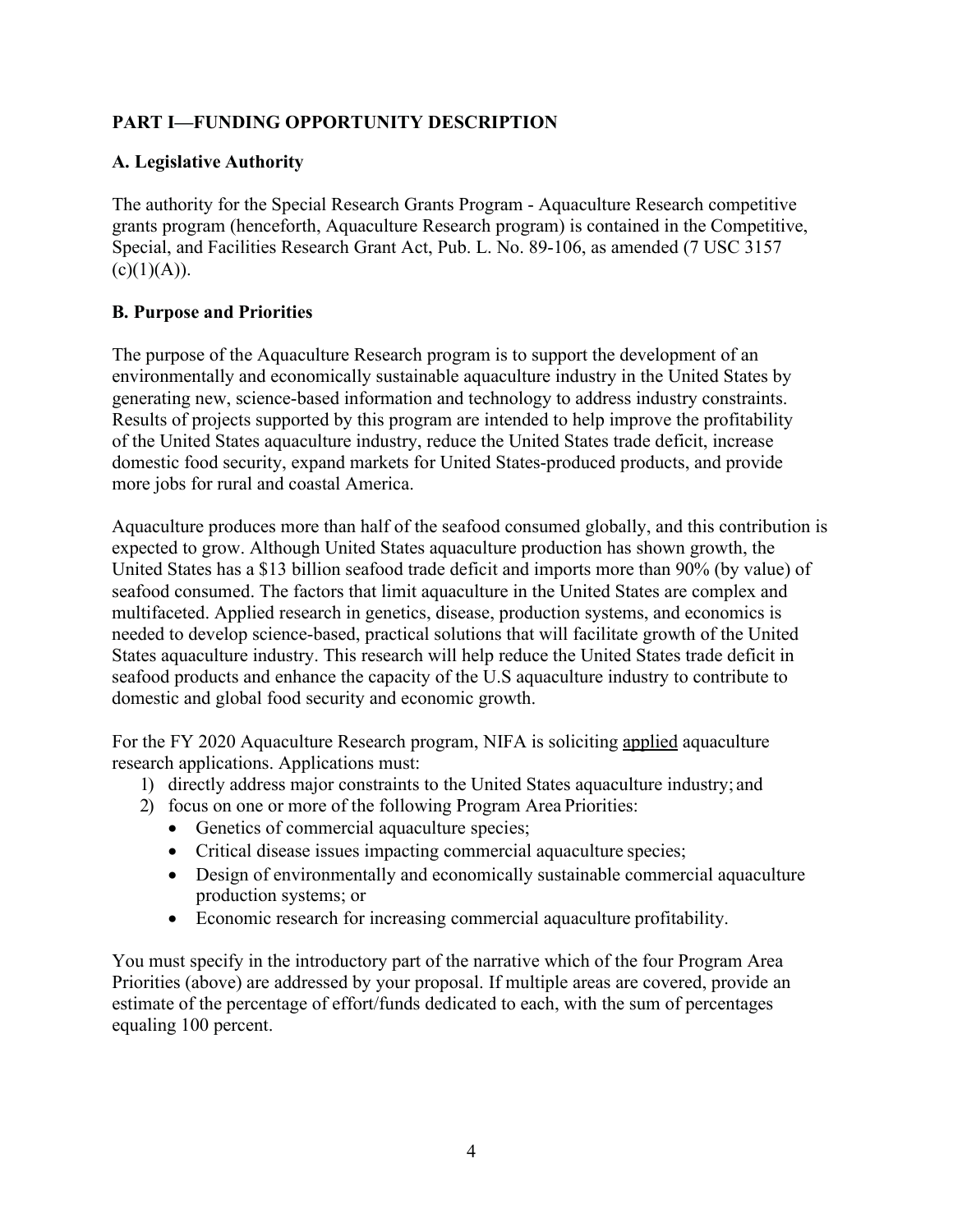## PART I—FUNDING OPPORTUNITY DESCRIPTION

### A. Legislative Authority

The authority for the Special Research Grants Program - Aquaculture Research competitive grants program (henceforth, Aquaculture Research program) is contained in the Competitive, Special, and Facilities Research Grant Act, Pub. L. No. 89-106, as amended (7 USC 3157 (c)(1)(A)).

### B. Purpose and Priorities

The purpose of the Aquaculture Research program is to support the development of an environmentally and economically sustainable aquaculture industry in the United States by generating new, science-based information and technology to address industry constraints. Results of projects supported by this program are intended to help improve the profitability of the United States aquaculture industry, reduce the United States trade deficit, increase domestic food security, expand markets for United States-produced products, and provide more jobs for rural and coastal America.

Aquaculture produces more than half of the seafood consumed globally, and this contribution is expected to grow. Although United States aquaculture production has shown growth, the United States has a $13 billion seafood trade deficit and imports more than 90% (by value) of seafood consumed. The factors that limit aquaculture in the United States are complex and multifaceted. Applied research in genetics, disease, production systems, and economics is needed to develop science-based, practical solutions that will facilitate growth of the United States aquaculture industry. This research will help reduce the United States trade deficit in seafood products and enhance the capacity of the U.S aquaculture industry to contribute to domestic and global food security and economic growth.

For the FY 2020 Aquaculture Research program, NIFA is soliciting applied aquaculture research applications. Applications must:

1) directly address major constraints to the United States aquaculture industry; and
2) focus on one or more of the following Program Area Priorities:
   - Genetics of commercial aquaculture species;
   - Critical disease issues impacting commercial aquaculture species;
   - Design of environmentally and economically sustainable commercial aquaculture production systems; or
   - Economic research for increasing commercial aquaculture profitability.

You must specify in the introductory part of the narrative which of the four Program Area Priorities (above) are addressed by your proposal. If multiple areas are covered, provide an estimate of the percentage of effort/funds dedicated to each, with the sum of percentages equaling 100 percent.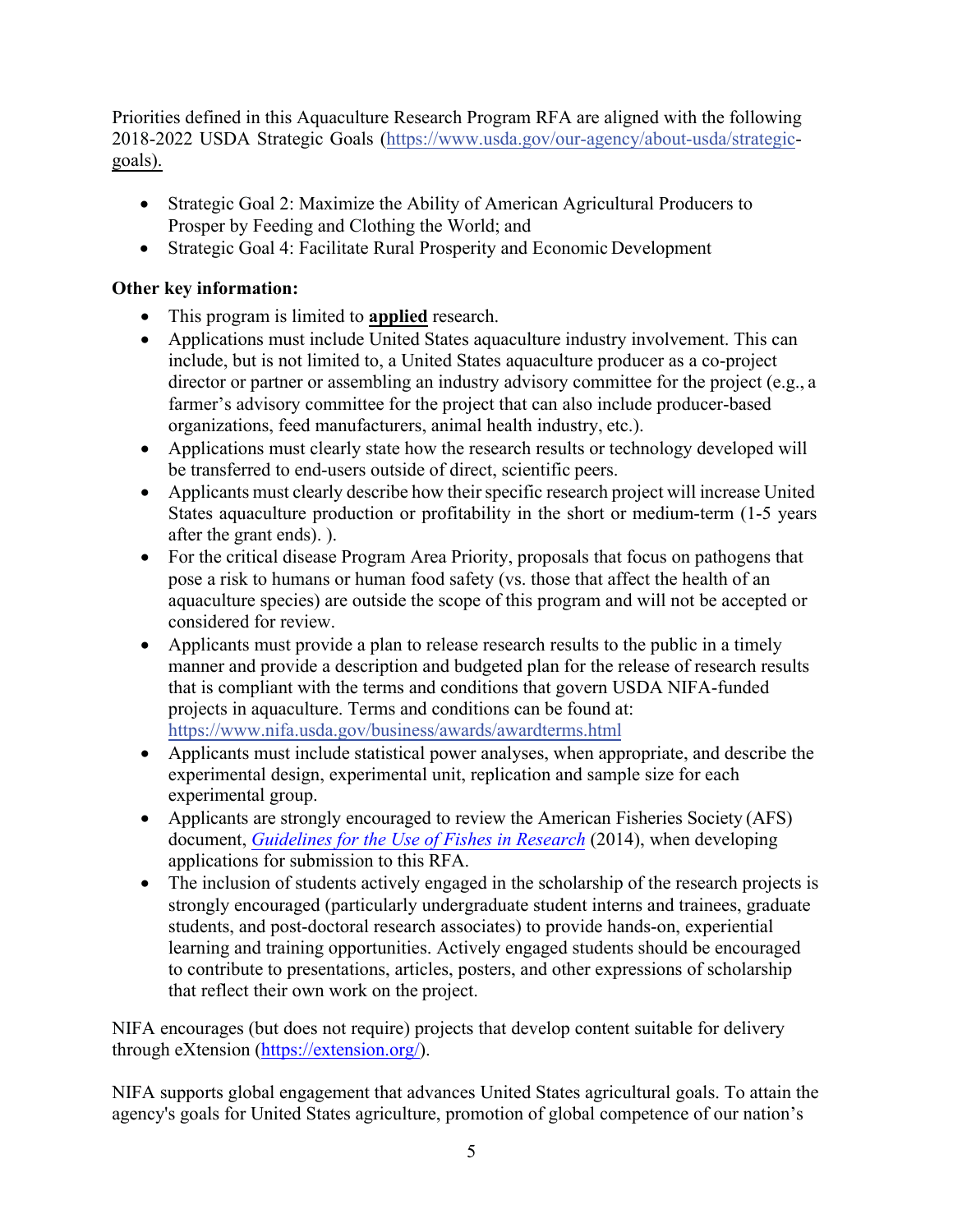Priorities defined in this Aquaculture Research Program RFA are aligned with the following 2018-2022 USDA Strategic Goals (https://www.usda.gov/our-agency/about-usda/strategic-goals).

- Strategic Goal 2: Maximize the Ability of American Agricultural Producers to Prosper by Feeding and Clothing the World; and
- Strategic Goal 4: Facilitate Rural Prosperity and Economic Development

**Other key information:**

- This program is limited to **applied** research.
- Applications must include United States aquaculture industry involvement. This can include, but is not limited to, a United States aquaculture producer as a co-project director or partner or assembling an industry advisory committee for the project (e.g., a farmer's advisory committee for the project that can also include producer-based organizations, feed manufacturers, animal health industry, etc.).
- Applications must clearly state how the research results or technology developed will be transferred to end-users outside of direct, scientific peers.
- Applicants must clearly describe how their specific research project will increase United States aquaculture production or profitability in the short or medium-term (1-5 years after the grant ends). ).
- For the critical disease Program Area Priority, proposals that focus on pathogens that pose a risk to humans or human food safety (vs. those that affect the health of an aquaculture species) are outside the scope of this program and will not be accepted or considered for review.
- Applicants must provide a plan to release research results to the public in a timely manner and provide a description and budgeted plan for the release of research results that is compliant with the terms and conditions that govern USDA NIFA-funded projects in aquaculture. Terms and conditions can be found at: https://www.nifa.usda.gov/business/awards/awardterms.html
- Applicants must include statistical power analyses, when appropriate, and describe the experimental design, experimental unit, replication and sample size for each experimental group.
- Applicants are strongly encouraged to review the American Fisheries Society (AFS) document, *Guidelines for the Use of Fishes in Research* (2014), when developing applications for submission to this RFA.
- The inclusion of students actively engaged in the scholarship of the research projects is strongly encouraged (particularly undergraduate student interns and trainees, graduate students, and post-doctoral research associates) to provide hands-on, experiential learning and training opportunities. Actively engaged students should be encouraged to contribute to presentations, articles, posters, and other expressions of scholarship that reflect their own work on the project.

NIFA encourages (but does not require) projects that develop content suitable for delivery through eXtension (https://extension.org/).

NIFA supports global engagement that advances United States agricultural goals. To attain the agency's goals for United States agriculture, promotion of global competence of our nation's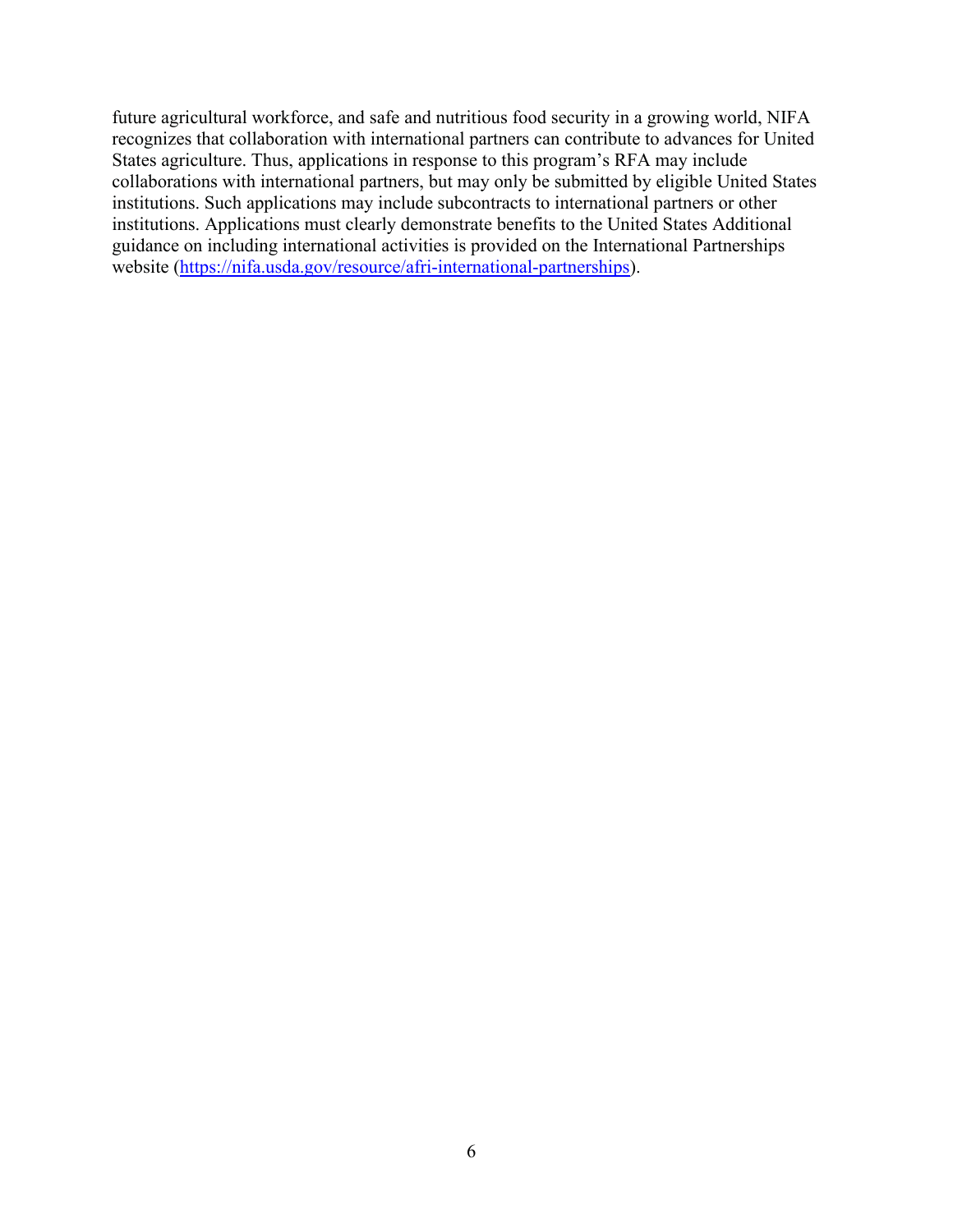future agricultural workforce, and safe and nutritious food security in a growing world, NIFA recognizes that collaboration with international partners can contribute to advances for United States agriculture. Thus, applications in response to this program's RFA may include collaborations with international partners, but may only be submitted by eligible United States institutions. Such applications may include subcontracts to international partners or other institutions. Applications must clearly demonstrate benefits to the United States Additional guidance on including international activities is provided on the International Partnerships website (https://nifa.usda.gov/resource/afri-international-partnerships).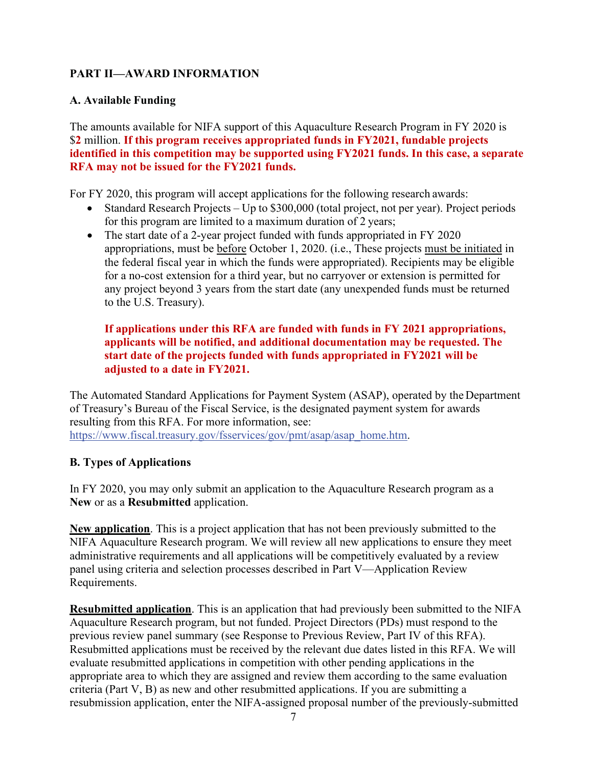## PART II—AWARD INFORMATION

### A. Available Funding

The amounts available for NIFA support of this Aquaculture Research Program in FY 2020 is $**2** million. **If this program receives appropriated funds in FY2021, fundable projects identified in this competition may be supported using FY2021 funds. In this case, a separate RFA may not be issued for the FY2021 funds.**

For FY 2020, this program will accept applications for the following research awards:

- Standard Research Projects – Up to $300,000 (total project, not per year). Project periods for this program are limited to a maximum duration of 2 years;
- The start date of a 2-year project funded with funds appropriated in FY 2020 appropriations, must be before October 1, 2020. (i.e., These projects must be initiated in the federal fiscal year in which the funds were appropriated). Recipients may be eligible for a no-cost extension for a third year, but no carryover or extension is permitted for any project beyond 3 years from the start date (any unexpended funds must be returned to the U.S. Treasury).

  **If applications under this RFA are funded with funds in FY 2021 appropriations, applicants will be notified, and additional documentation may be requested. The start date of the projects funded with funds appropriated in FY2021 will be adjusted to a date in FY2021.**

The Automated Standard Applications for Payment System (ASAP), operated by the Department of Treasury's Bureau of the Fiscal Service, is the designated payment system for awards resulting from this RFA. For more information, see: https://www.fiscal.treasury.gov/fsservices/gov/pmt/asap/asap_home.htm.

### B. Types of Applications

In FY 2020, you may only submit an application to the Aquaculture Research program as a **New** or as a **Resubmitted** application.

**New application**. This is a project application that has not been previously submitted to the NIFA Aquaculture Research program. We will review all new applications to ensure they meet administrative requirements and all applications will be competitively evaluated by a review panel using criteria and selection processes described in Part V—Application Review Requirements.

**Resubmitted application**. This is an application that had previously been submitted to the NIFA Aquaculture Research program, but not funded. Project Directors (PDs) must respond to the previous review panel summary (see Response to Previous Review, Part IV of this RFA). Resubmitted applications must be received by the relevant due dates listed in this RFA. We will evaluate resubmitted applications in competition with other pending applications in the appropriate area to which they are assigned and review them according to the same evaluation criteria (Part V, B) as new and other resubmitted applications. If you are submitting a resubmission application, enter the NIFA-assigned proposal number of the previously-submitted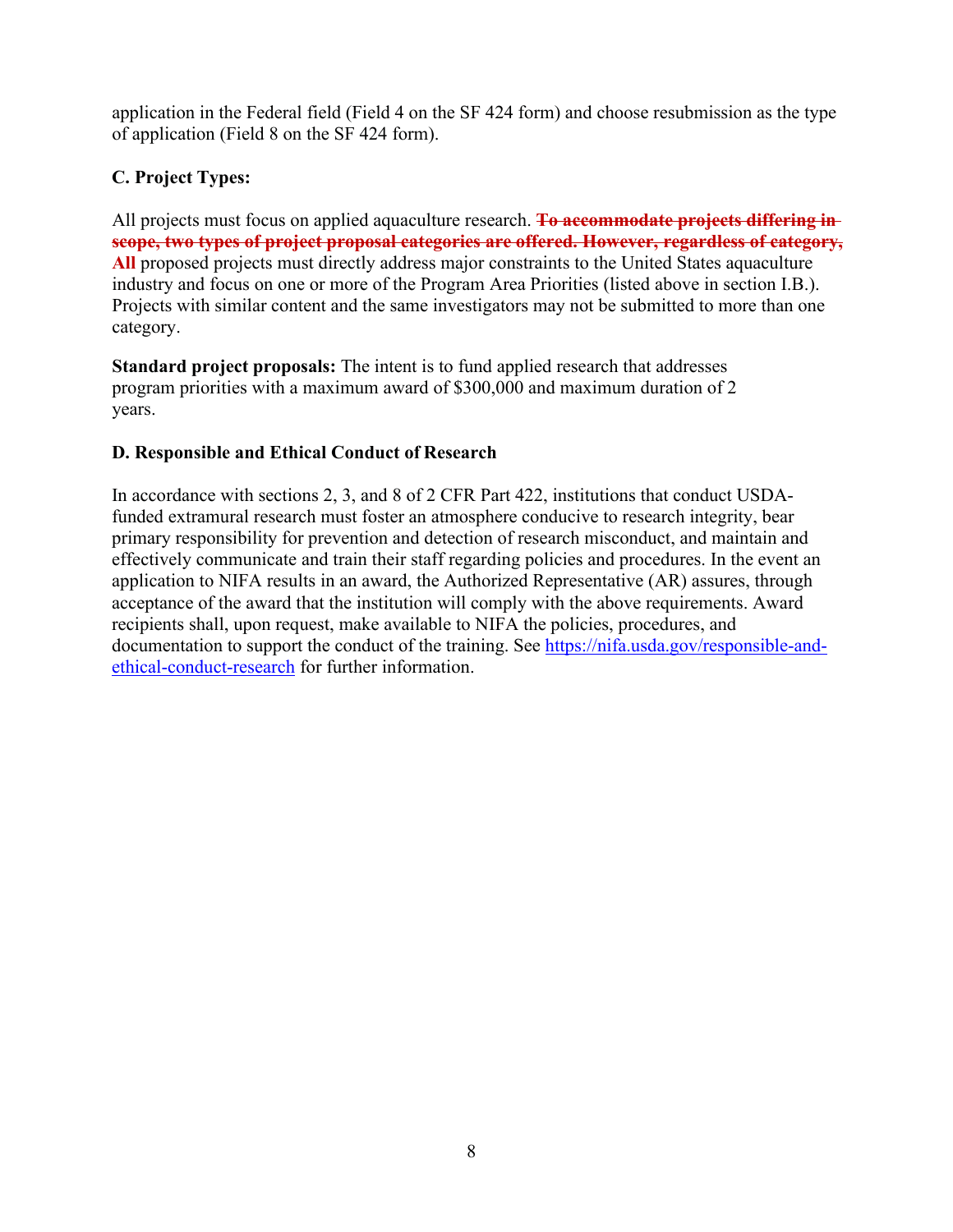application in the Federal field (Field 4 on the SF 424 form) and choose resubmission as the type of application (Field 8 on the SF 424 form).

**C. Project Types:**

All projects must focus on applied aquaculture research. ~~**To accommodate projects differing in scope, two types of project proposal categories are offered. However, regardless of category,**~~ **All** proposed projects must directly address major constraints to the United States aquaculture industry and focus on one or more of the Program Area Priorities (listed above in section I.B.). Projects with similar content and the same investigators may not be submitted to more than one category.

**Standard project proposals:** The intent is to fund applied research that addresses program priorities with a maximum award of $300,000 and maximum duration of 2 years.

**D. Responsible and Ethical Conduct of Research**

In accordance with sections 2, 3, and 8 of 2 CFR Part 422, institutions that conduct USDA-funded extramural research must foster an atmosphere conducive to research integrity, bear primary responsibility for prevention and detection of research misconduct, and maintain and effectively communicate and train their staff regarding policies and procedures. In the event an application to NIFA results in an award, the Authorized Representative (AR) assures, through acceptance of the award that the institution will comply with the above requirements. Award recipients shall, upon request, make available to NIFA the policies, procedures, and documentation to support the conduct of the training. See https://nifa.usda.gov/responsible-and-ethical-conduct-research for further information.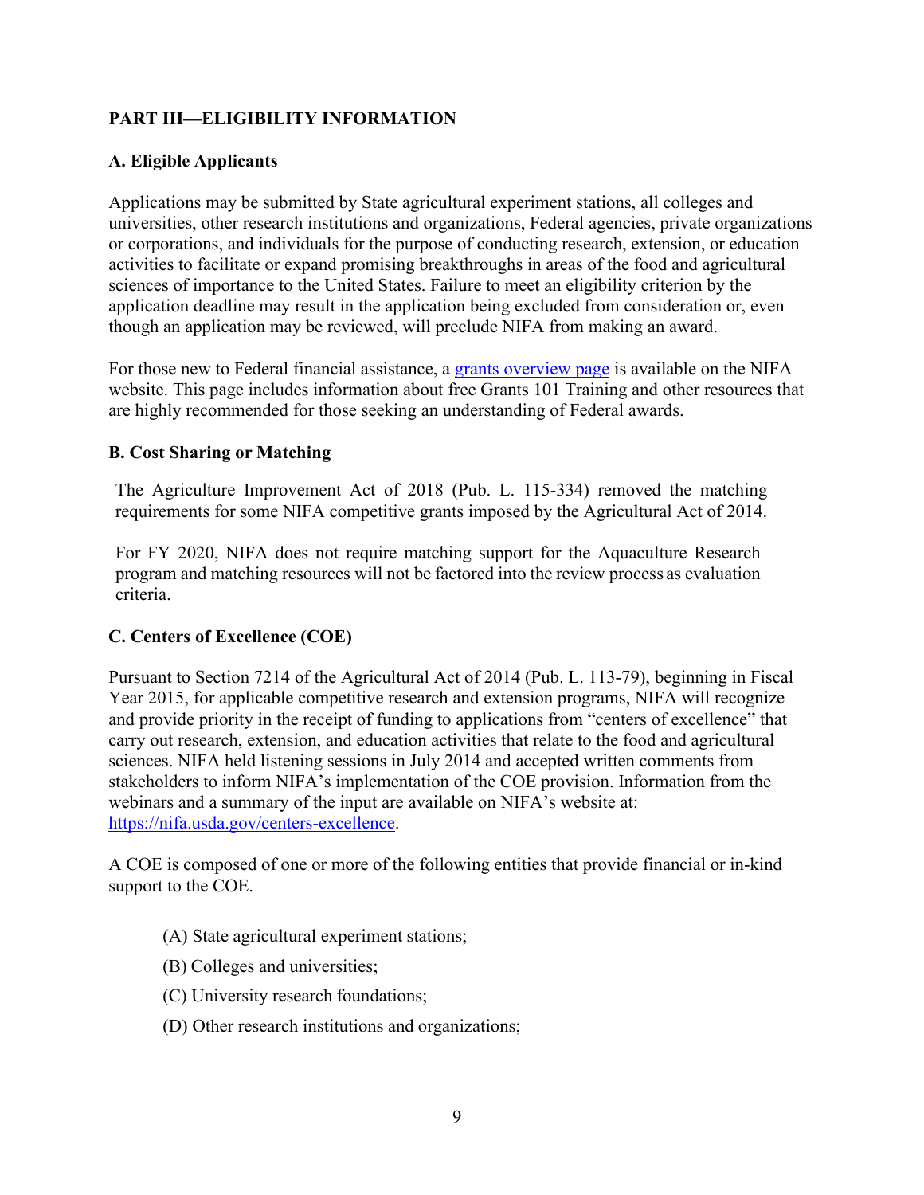## PART III—ELIGIBILITY INFORMATION

### A. Eligible Applicants

Applications may be submitted by State agricultural experiment stations, all colleges and universities, other research institutions and organizations, Federal agencies, private organizations or corporations, and individuals for the purpose of conducting research, extension, or education activities to facilitate or expand promising breakthroughs in areas of the food and agricultural sciences of importance to the United States. Failure to meet an eligibility criterion by the application deadline may result in the application being excluded from consideration or, even though an application may be reviewed, will preclude NIFA from making an award.

For those new to Federal financial assistance, a [grants overview page]() is available on the NIFA website. This page includes information about free Grants 101 Training and other resources that are highly recommended for those seeking an understanding of Federal awards.

### B. Cost Sharing or Matching

The Agriculture Improvement Act of 2018 (Pub. L. 115-334) removed the matching requirements for some NIFA competitive grants imposed by the Agricultural Act of 2014.

For FY 2020, NIFA does not require matching support for the Aquaculture Research program and matching resources will not be factored into the review process as evaluation criteria.

### C. Centers of Excellence (COE)

Pursuant to Section 7214 of the Agricultural Act of 2014 (Pub. L. 113-79), beginning in Fiscal Year 2015, for applicable competitive research and extension programs, NIFA will recognize and provide priority in the receipt of funding to applications from "centers of excellence" that carry out research, extension, and education activities that relate to the food and agricultural sciences. NIFA held listening sessions in July 2014 and accepted written comments from stakeholders to inform NIFA's implementation of the COE provision. Information from the webinars and a summary of the input are available on NIFA's website at: https://nifa.usda.gov/centers-excellence.

A COE is composed of one or more of the following entities that provide financial or in-kind support to the COE.

(A) State agricultural experiment stations;

(B) Colleges and universities;

(C) University research foundations;

(D) Other research institutions and organizations;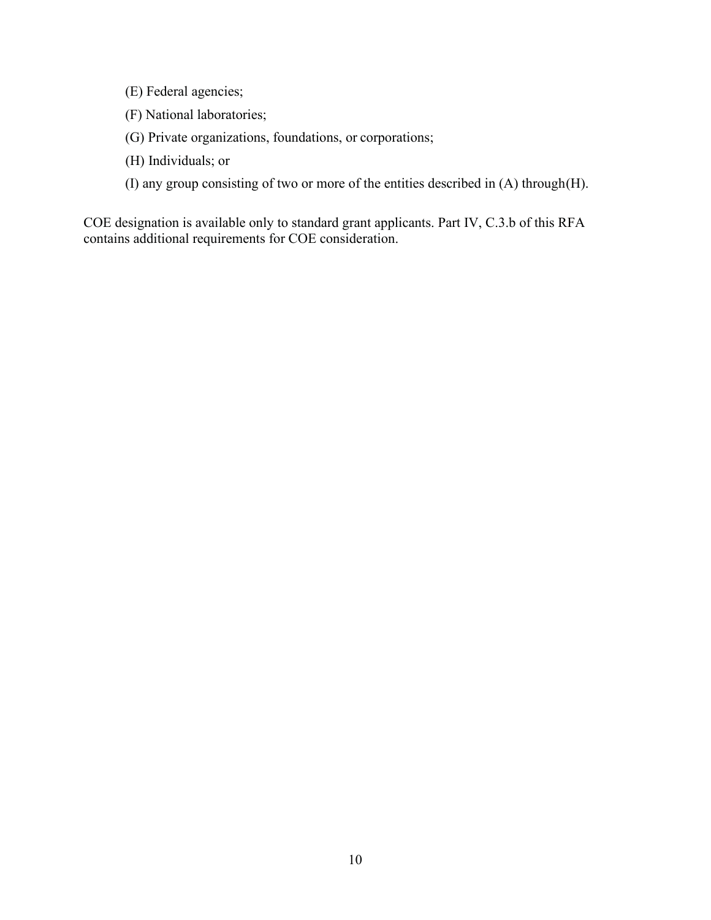(E) Federal agencies;

(F) National laboratories;

(G) Private organizations, foundations, or corporations;

(H) Individuals; or

(I) any group consisting of two or more of the entities described in (A) through(H).

COE designation is available only to standard grant applicants. Part IV, C.3.b of this RFA contains additional requirements for COE consideration.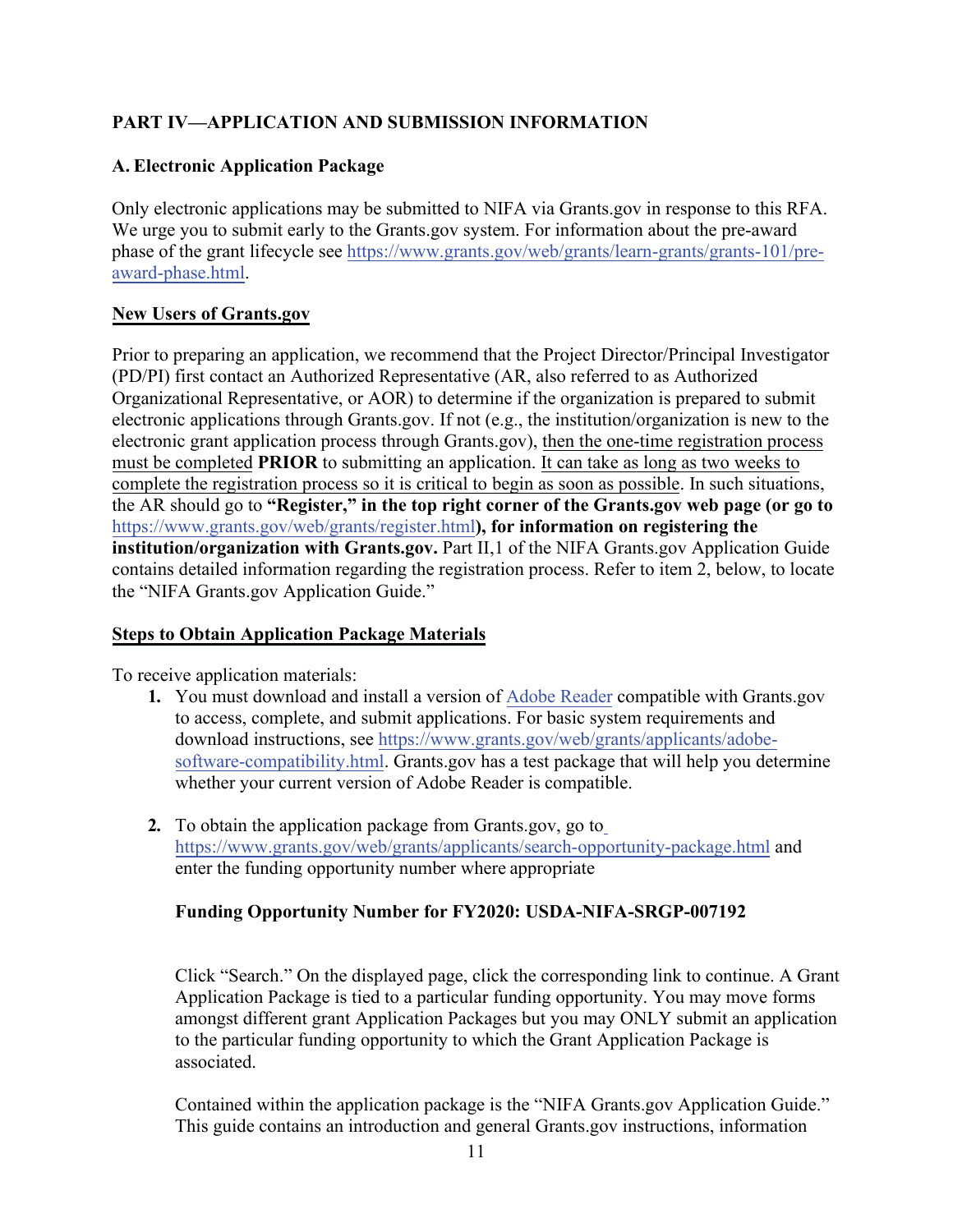## PART IV—APPLICATION AND SUBMISSION INFORMATION

### A. Electronic Application Package

Only electronic applications may be submitted to NIFA via Grants.gov in response to this RFA. We urge you to submit early to the Grants.gov system. For information about the pre-award phase of the grant lifecycle see https://www.grants.gov/web/grants/learn-grants/grants-101/pre-award-phase.html.

**New Users of Grants.gov**

Prior to preparing an application, we recommend that the Project Director/Principal Investigator (PD/PI) first contact an Authorized Representative (AR, also referred to as Authorized Organizational Representative, or AOR) to determine if the organization is prepared to submit electronic applications through Grants.gov. If not (e.g., the institution/organization is new to the electronic grant application process through Grants.gov), then the one-time registration process must be completed **PRIOR** to submitting an application. It can take as long as two weeks to complete the registration process so it is critical to begin as soon as possible. In such situations, the AR should go to **"Register," in the top right corner of the Grants.gov web page (or go to** https://www.grants.gov/web/grants/register.html**), for information on registering the institution/organization with Grants.gov.** Part II,1 of the NIFA Grants.gov Application Guide contains detailed information regarding the registration process. Refer to item 2, below, to locate the "NIFA Grants.gov Application Guide."

**Steps to Obtain Application Package Materials**

To receive application materials:

1. You must download and install a version of Adobe Reader compatible with Grants.gov to access, complete, and submit applications. For basic system requirements and download instructions, see https://www.grants.gov/web/grants/applicants/adobe-software-compatibility.html. Grants.gov has a test package that will help you determine whether your current version of Adobe Reader is compatible.

2. To obtain the application package from Grants.gov, go to https://www.grants.gov/web/grants/applicants/search-opportunity-package.html and enter the funding opportunity number where appropriate

   **Funding Opportunity Number for FY2020: USDA-NIFA-SRGP-007192**

   Click "Search." On the displayed page, click the corresponding link to continue. A Grant Application Package is tied to a particular funding opportunity. You may move forms amongst different grant Application Packages but you may ONLY submit an application to the particular funding opportunity to which the Grant Application Package is associated.

   Contained within the application package is the "NIFA Grants.gov Application Guide." This guide contains an introduction and general Grants.gov instructions, information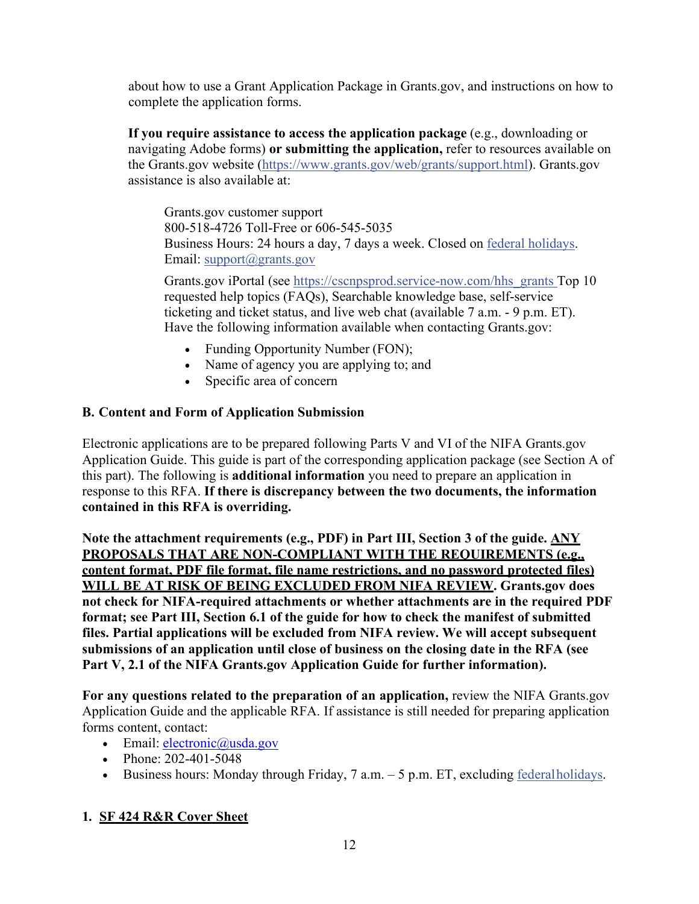about how to use a Grant Application Package in Grants.gov, and instructions on how to complete the application forms.

**If you require assistance to access the application package** (e.g., downloading or navigating Adobe forms) **or submitting the application,** refer to resources available on the Grants.gov website (https://www.grants.gov/web/grants/support.html). Grants.gov assistance is also available at:

Grants.gov customer support
800-518-4726 Toll-Free or 606-545-5035
Business Hours: 24 hours a day, 7 days a week. Closed on federal holidays.
Email: support@grants.gov

Grants.gov iPortal (see https://cscnpsprod.service-now.com/hhs_grants Top 10 requested help topics (FAQs), Searchable knowledge base, self-service ticketing and ticket status, and live web chat (available 7 a.m. - 9 p.m. ET). Have the following information available when contacting Grants.gov:

- Funding Opportunity Number (FON);
- Name of agency you are applying to; and
- Specific area of concern

### B. Content and Form of Application Submission

Electronic applications are to be prepared following Parts V and VI of the NIFA Grants.gov Application Guide. This guide is part of the corresponding application package (see Section A of this part). The following is **additional information** you need to prepare an application in response to this RFA. **If there is discrepancy between the two documents, the information contained in this RFA is overriding.**

**Note the attachment requirements (e.g., PDF) in Part III, Section 3 of the guide. ANY PROPOSALS THAT ARE NON-COMPLIANT WITH THE REQUIREMENTS (e.g., content format, PDF file format, file name restrictions, and no password protected files) WILL BE AT RISK OF BEING EXCLUDED FROM NIFA REVIEW. Grants.gov does not check for NIFA-required attachments or whether attachments are in the required PDF format; see Part III, Section 6.1 of the guide for how to check the manifest of submitted files. Partial applications will be excluded from NIFA review. We will accept subsequent submissions of an application until close of business on the closing date in the RFA (see Part V, 2.1 of the NIFA Grants.gov Application Guide for further information).**

**For any questions related to the preparation of an application,** review the NIFA Grants.gov Application Guide and the applicable RFA. If assistance is still needed for preparing application forms content, contact:

- Email: electronic@usda.gov
- Phone: 202-401-5048
- Business hours: Monday through Friday, 7 a.m. – 5 p.m. ET, excluding federal holidays.

#### 1. SF 424 R&R Cover Sheet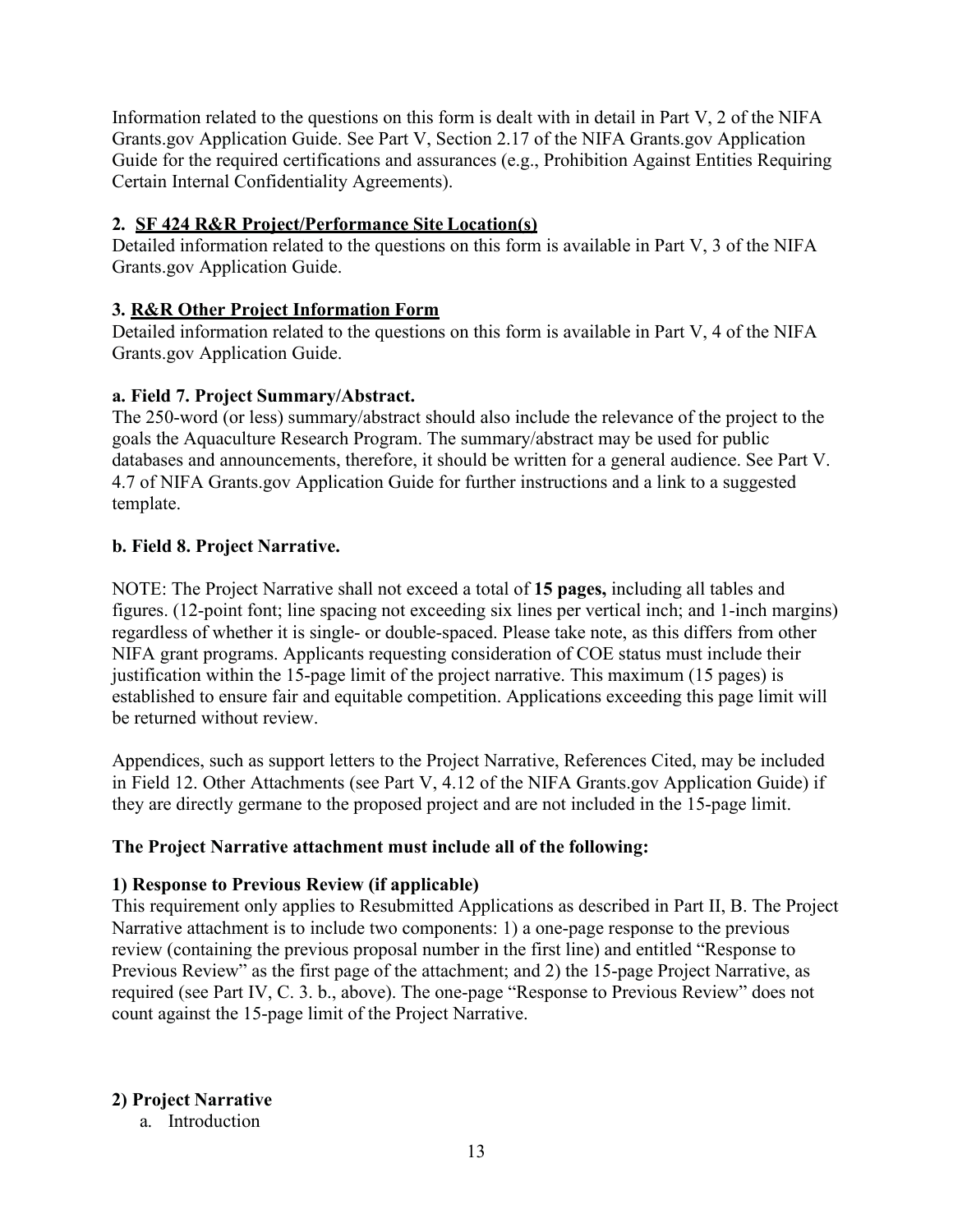Information related to the questions on this form is dealt with in detail in Part V, 2 of the NIFA Grants.gov Application Guide. See Part V, Section 2.17 of the NIFA Grants.gov Application Guide for the required certifications and assurances (e.g., Prohibition Against Entities Requiring Certain Internal Confidentiality Agreements).

### 2. SF 424 R&R Project/Performance Site Location(s)

Detailed information related to the questions on this form is available in Part V, 3 of the NIFA Grants.gov Application Guide.

### 3. R&R Other Project Information Form

Detailed information related to the questions on this form is available in Part V, 4 of the NIFA Grants.gov Application Guide.

#### a. Field 7. Project Summary/Abstract.

The 250-word (or less) summary/abstract should also include the relevance of the project to the goals the Aquaculture Research Program. The summary/abstract may be used for public databases and announcements, therefore, it should be written for a general audience. See Part V. 4.7 of NIFA Grants.gov Application Guide for further instructions and a link to a suggested template.

#### b. Field 8. Project Narrative.

NOTE: The Project Narrative shall not exceed a total of **15 pages,** including all tables and figures. (12-point font; line spacing not exceeding six lines per vertical inch; and 1-inch margins) regardless of whether it is single- or double-spaced. Please take note, as this differs from other NIFA grant programs. Applicants requesting consideration of COE status must include their justification within the 15-page limit of the project narrative. This maximum (15 pages) is established to ensure fair and equitable competition. Applications exceeding this page limit will be returned without review.

Appendices, such as support letters to the Project Narrative, References Cited, may be included in Field 12. Other Attachments (see Part V, 4.12 of the NIFA Grants.gov Application Guide) if they are directly germane to the proposed project and are not included in the 15-page limit.

**The Project Narrative attachment must include all of the following:**

**1) Response to Previous Review (if applicable)**

This requirement only applies to Resubmitted Applications as described in Part II, B. The Project Narrative attachment is to include two components: 1) a one-page response to the previous review (containing the previous proposal number in the first line) and entitled "Response to Previous Review" as the first page of the attachment; and 2) the 15-page Project Narrative, as required (see Part IV, C. 3. b., above). The one-page "Response to Previous Review" does not count against the 15-page limit of the Project Narrative.

**2) Project Narrative**

a. Introduction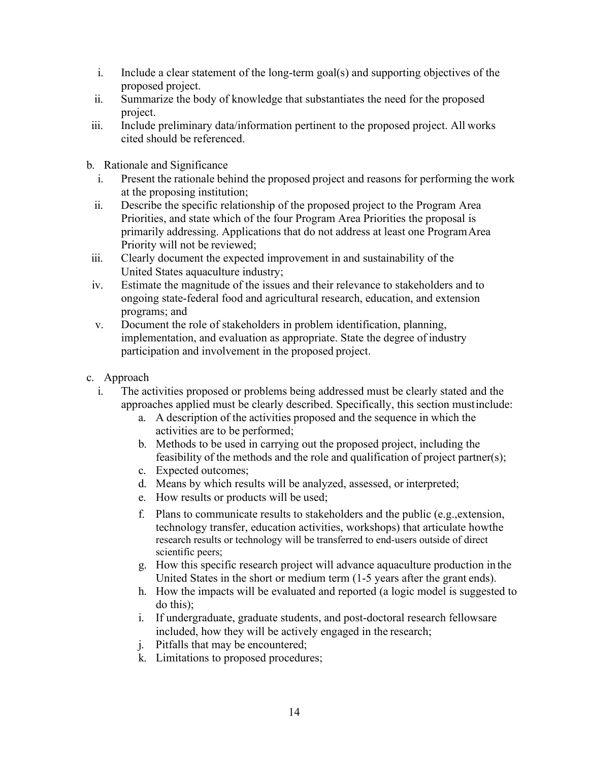i. Include a clear statement of the long-term goal(s) and supporting objectives of the proposed project.
ii. Summarize the body of knowledge that substantiates the need for the proposed project.
iii. Include preliminary data/information pertinent to the proposed project. All works cited should be referenced.

b. Rationale and Significance

i. Present the rationale behind the proposed project and reasons for performing the work at the proposing institution;
ii. Describe the specific relationship of the proposed project to the Program Area Priorities, and state which of the four Program Area Priorities the proposal is primarily addressing. Applications that do not address at least one Program Area Priority will not be reviewed;
iii. Clearly document the expected improvement in and sustainability of the United States aquaculture industry;
iv. Estimate the magnitude of the issues and their relevance to stakeholders and to ongoing state-federal food and agricultural research, education, and extension programs; and
v. Document the role of stakeholders in problem identification, planning, implementation, and evaluation as appropriate. State the degree of industry participation and involvement in the proposed project.

c. Approach

i. The activities proposed or problems being addressed must be clearly stated and the approaches applied must be clearly described. Specifically, this section must include:
   a. A description of the activities proposed and the sequence in which the activities are to be performed;
   b. Methods to be used in carrying out the proposed project, including the feasibility of the methods and the role and qualification of project partner(s);
   c. Expected outcomes;
   d. Means by which results will be analyzed, assessed, or interpreted;
   e. How results or products will be used;
   f. Plans to communicate results to stakeholders and the public (e.g., extension, technology transfer, education activities, workshops) that articulate how the research results or technology will be transferred to end-users outside of direct scientific peers;
   g. How this specific research project will advance aquaculture production in the United States in the short or medium term (1-5 years after the grant ends).
   h. How the impacts will be evaluated and reported (a logic model is suggested to do this);
   i. If undergraduate, graduate students, and post-doctoral research fellows are included, how they will be actively engaged in the research;
   j. Pitfalls that may be encountered;
   k. Limitations to proposed procedures;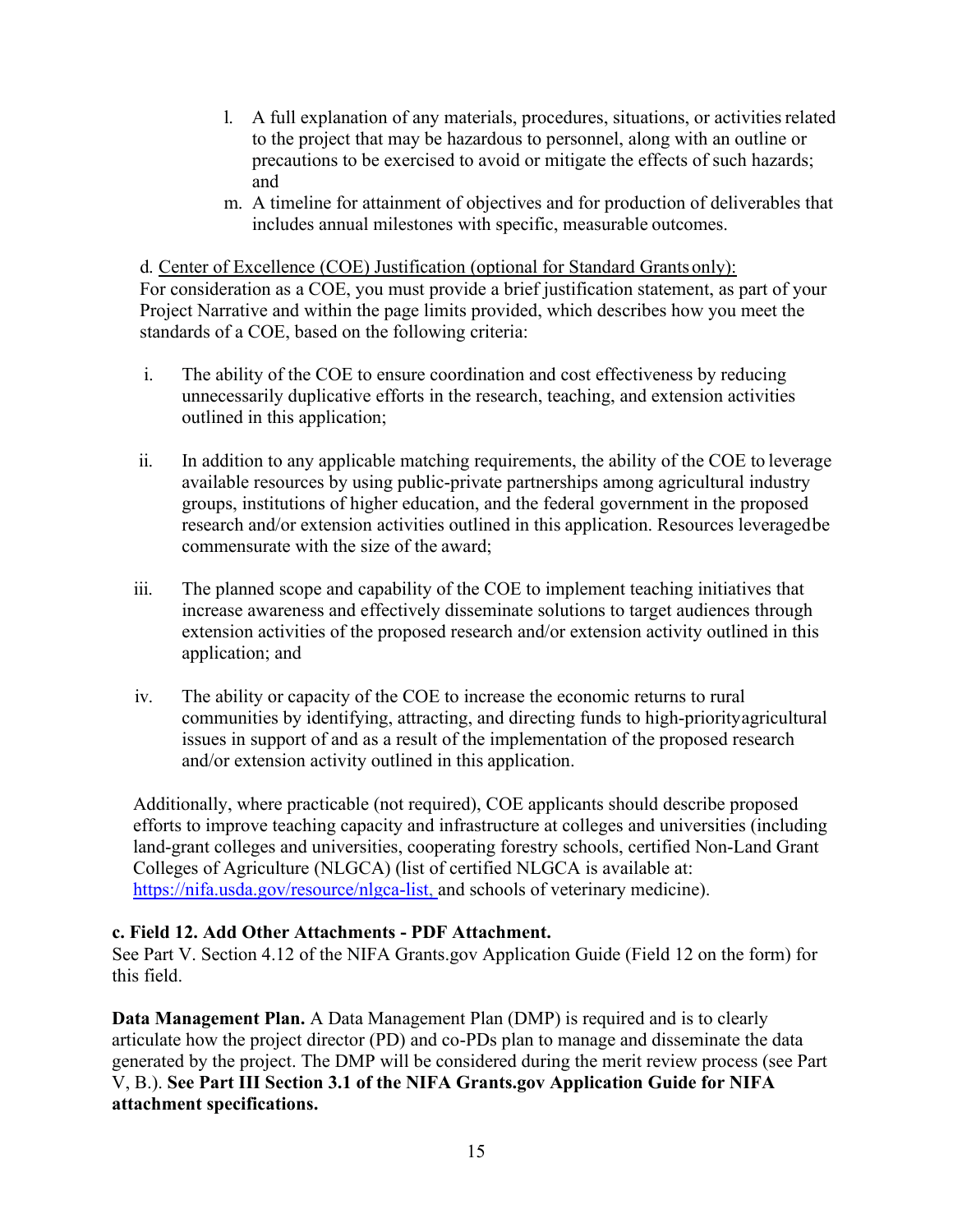l. A full explanation of any materials, procedures, situations, or activities related to the project that may be hazardous to personnel, along with an outline or precautions to be exercised to avoid or mitigate the effects of such hazards; and

m. A timeline for attainment of objectives and for production of deliverables that includes annual milestones with specific, measurable outcomes.

d. Center of Excellence (COE) Justification (optional for Standard Grants only):
For consideration as a COE, you must provide a brief justification statement, as part of your Project Narrative and within the page limits provided, which describes how you meet the standards of a COE, based on the following criteria:

i. The ability of the COE to ensure coordination and cost effectiveness by reducing unnecessarily duplicative efforts in the research, teaching, and extension activities outlined in this application;

ii. In addition to any applicable matching requirements, the ability of the COE to leverage available resources by using public-private partnerships among agricultural industry groups, institutions of higher education, and the federal government in the proposed research and/or extension activities outlined in this application. Resources leveraged be commensurate with the size of the award;

iii. The planned scope and capability of the COE to implement teaching initiatives that increase awareness and effectively disseminate solutions to target audiences through extension activities of the proposed research and/or extension activity outlined in this application; and

iv. The ability or capacity of the COE to increase the economic returns to rural communities by identifying, attracting, and directing funds to high-priority agricultural issues in support of and as a result of the implementation of the proposed research and/or extension activity outlined in this application.

Additionally, where practicable (not required), COE applicants should describe proposed efforts to improve teaching capacity and infrastructure at colleges and universities (including land-grant colleges and universities, cooperating forestry schools, certified Non-Land Grant Colleges of Agriculture (NLGCA) (list of certified NLGCA is available at: https://nifa.usda.gov/resource/nlgca-list, and schools of veterinary medicine).

**c. Field 12. Add Other Attachments - PDF Attachment.**
See Part V. Section 4.12 of the NIFA Grants.gov Application Guide (Field 12 on the form) for this field.

**Data Management Plan.** A Data Management Plan (DMP) is required and is to clearly articulate how the project director (PD) and co-PDs plan to manage and disseminate the data generated by the project. The DMP will be considered during the merit review process (see Part V, B.). **See Part III Section 3.1 of the NIFA Grants.gov Application Guide for NIFA attachment specifications.**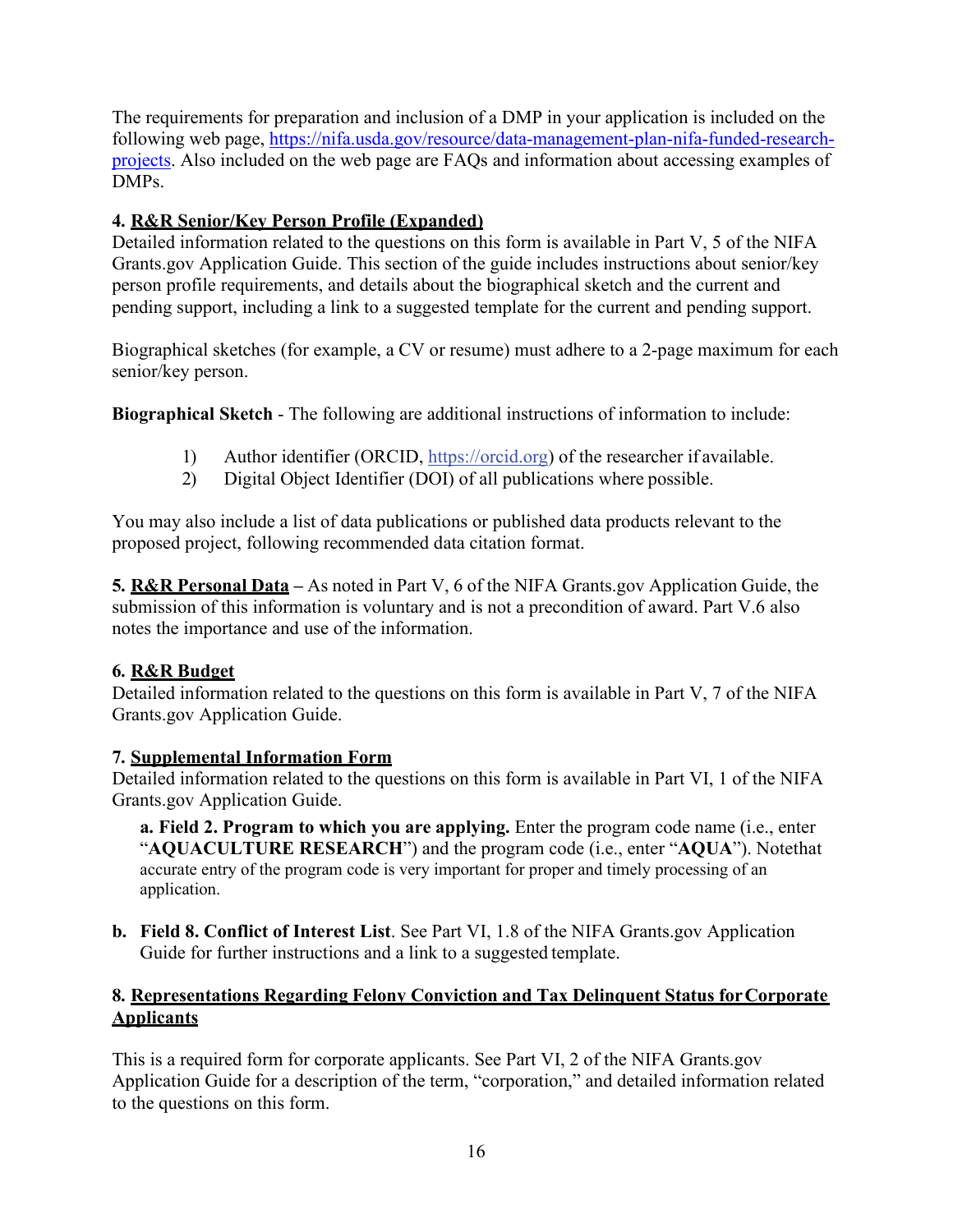The requirements for preparation and inclusion of a DMP in your application is included on the following web page, https://nifa.usda.gov/resource/data-management-plan-nifa-funded-research-projects. Also included on the web page are FAQs and information about accessing examples of DMPs.

**4. R&R Senior/Key Person Profile (Expanded)**
Detailed information related to the questions on this form is available in Part V, 5 of the NIFA Grants.gov Application Guide. This section of the guide includes instructions about senior/key person profile requirements, and details about the biographical sketch and the current and pending support, including a link to a suggested template for the current and pending support.

Biographical sketches (for example, a CV or resume) must adhere to a 2-page maximum for each senior/key person.

**Biographical Sketch** - The following are additional instructions of information to include:

1) Author identifier (ORCID, https://orcid.org) of the researcher if available.
2) Digital Object Identifier (DOI) of all publications where possible.

You may also include a list of data publications or published data products relevant to the proposed project, following recommended data citation format.

**5. R&R Personal Data –** As noted in Part V, 6 of the NIFA Grants.gov Application Guide, the submission of this information is voluntary and is not a precondition of award. Part V.6 also notes the importance and use of the information.

**6. R&R Budget**
Detailed information related to the questions on this form is available in Part V, 7 of the NIFA Grants.gov Application Guide.

**7. Supplemental Information Form**
Detailed information related to the questions on this form is available in Part VI, 1 of the NIFA Grants.gov Application Guide.

**a. Field 2. Program to which you are applying.** Enter the program code name (i.e., enter "**AQUACULTURE RESEARCH**") and the program code (i.e., enter "**AQUA**"). Notethat accurate entry of the program code is very important for proper and timely processing of an application.

**b. Field 8. Conflict of Interest List**. See Part VI, 1.8 of the NIFA Grants.gov Application Guide for further instructions and a link to a suggested template.

**8. Representations Regarding Felony Conviction and Tax Delinquent Status for Corporate Applicants**

This is a required form for corporate applicants. See Part VI, 2 of the NIFA Grants.gov Application Guide for a description of the term, "corporation," and detailed information related to the questions on this form.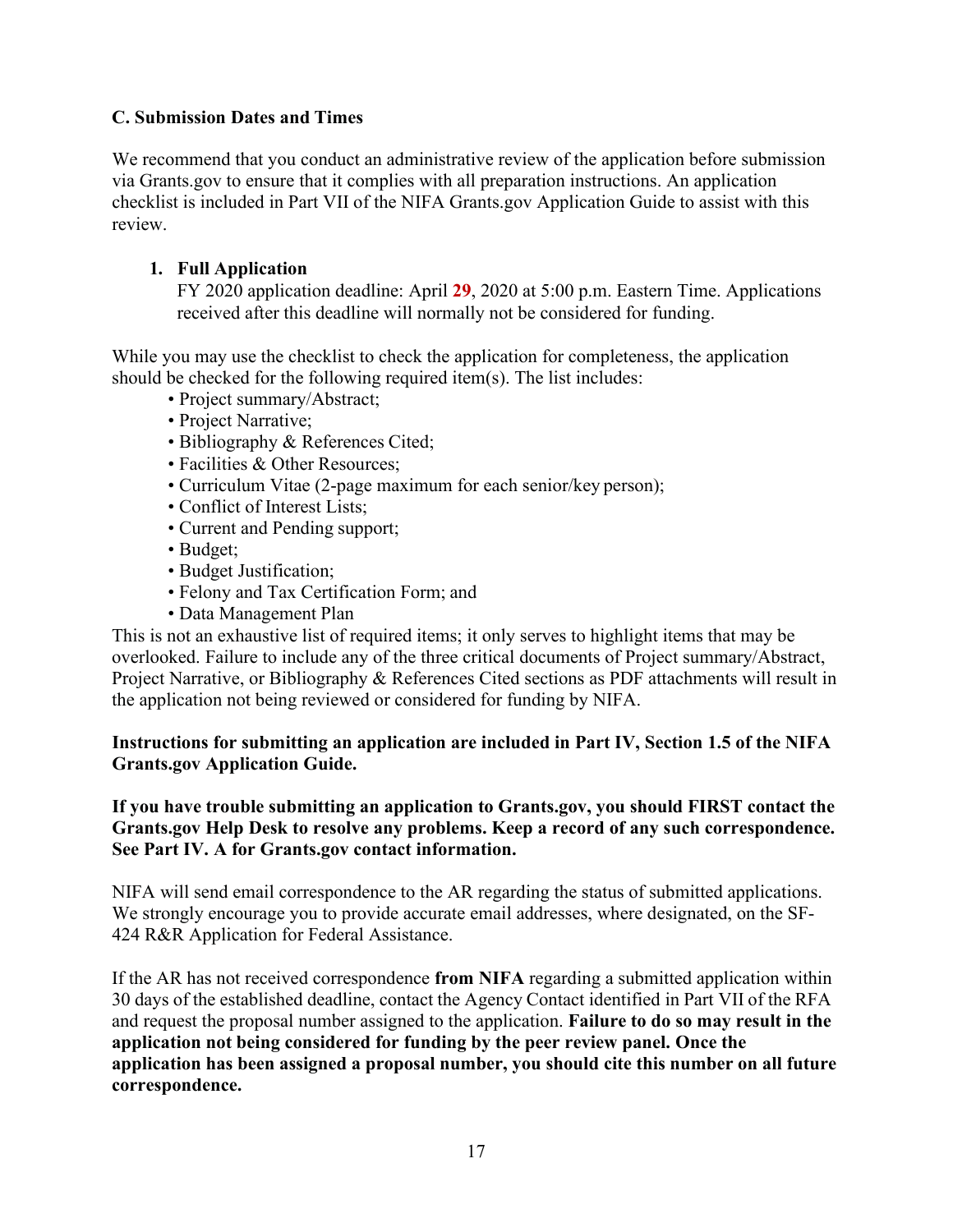### C. Submission Dates and Times

We recommend that you conduct an administrative review of the application before submission via Grants.gov to ensure that it complies with all preparation instructions. An application checklist is included in Part VII of the NIFA Grants.gov Application Guide to assist with this review.

1. **Full Application**
   FY 2020 application deadline: April **29**, 2020 at 5:00 p.m. Eastern Time. Applications received after this deadline will normally not be considered for funding.

While you may use the checklist to check the application for completeness, the application should be checked for the following required item(s). The list includes:

- Project summary/Abstract;
- Project Narrative;
- Bibliography & References Cited;
- Facilities & Other Resources;
- Curriculum Vitae (2-page maximum for each senior/key person);
- Conflict of Interest Lists;
- Current and Pending support;
- Budget;
- Budget Justification;
- Felony and Tax Certification Form; and
- Data Management Plan

This is not an exhaustive list of required items; it only serves to highlight items that may be overlooked. Failure to include any of the three critical documents of Project summary/Abstract, Project Narrative, or Bibliography & References Cited sections as PDF attachments will result in the application not being reviewed or considered for funding by NIFA.

**Instructions for submitting an application are included in Part IV, Section 1.5 of the NIFA Grants.gov Application Guide.**

**If you have trouble submitting an application to Grants.gov, you should FIRST contact the Grants.gov Help Desk to resolve any problems. Keep a record of any such correspondence. See Part IV. A for Grants.gov contact information.**

NIFA will send email correspondence to the AR regarding the status of submitted applications. We strongly encourage you to provide accurate email addresses, where designated, on the SF-424 R&R Application for Federal Assistance.

If the AR has not received correspondence **from NIFA** regarding a submitted application within 30 days of the established deadline, contact the Agency Contact identified in Part VII of the RFA and request the proposal number assigned to the application. **Failure to do so may result in the application not being considered for funding by the peer review panel. Once the application has been assigned a proposal number, you should cite this number on all future correspondence.**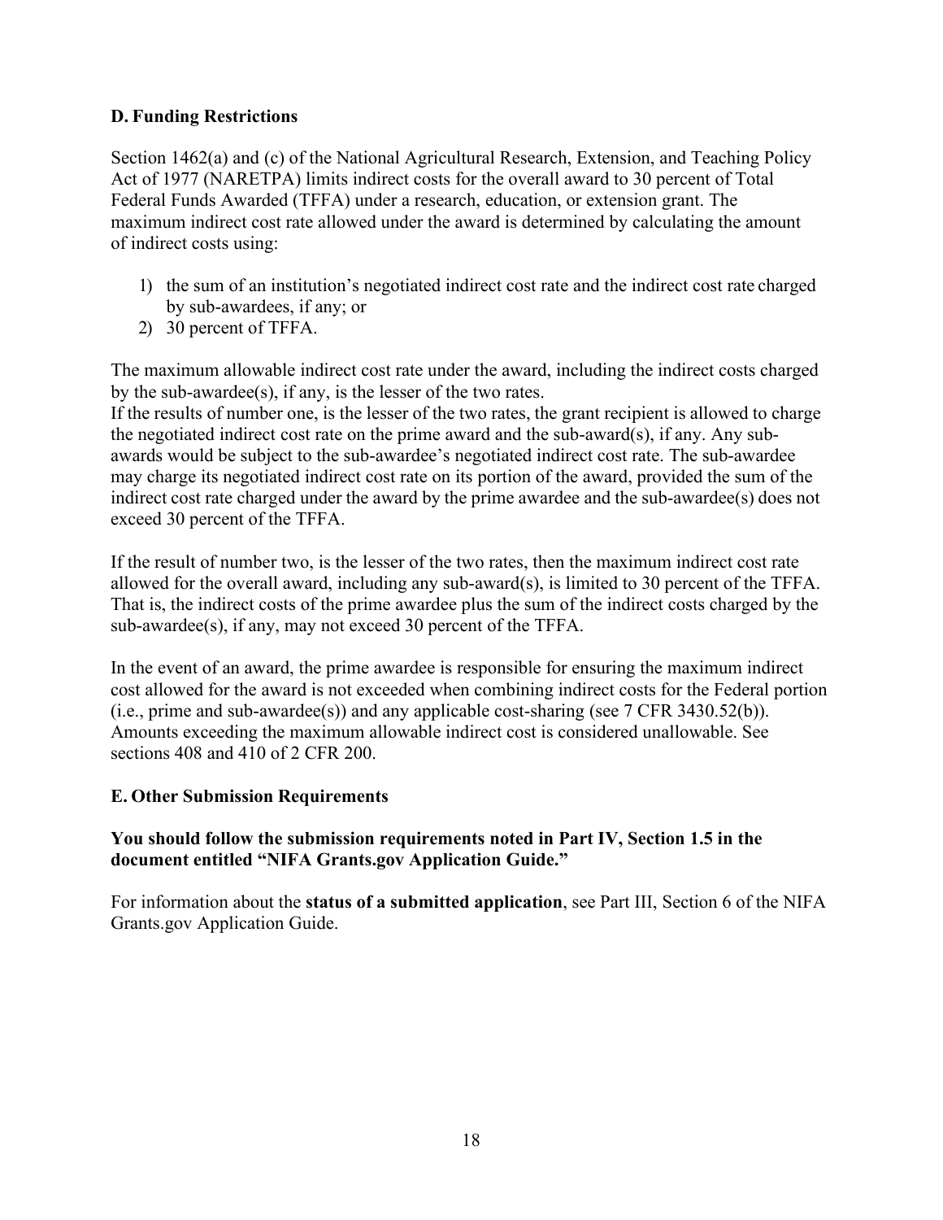**D. Funding Restrictions**

Section 1462(a) and (c) of the National Agricultural Research, Extension, and Teaching Policy Act of 1977 (NARETPA) limits indirect costs for the overall award to 30 percent of Total Federal Funds Awarded (TFFA) under a research, education, or extension grant. The maximum indirect cost rate allowed under the award is determined by calculating the amount of indirect costs using:

1) the sum of an institution's negotiated indirect cost rate and the indirect cost rate charged by sub-awardees, if any; or
2) 30 percent of TFFA.

The maximum allowable indirect cost rate under the award, including the indirect costs charged by the sub-awardee(s), if any, is the lesser of the two rates.
If the results of number one, is the lesser of the two rates, the grant recipient is allowed to charge the negotiated indirect cost rate on the prime award and the sub-award(s), if any. Any sub-awards would be subject to the sub-awardee's negotiated indirect cost rate. The sub-awardee may charge its negotiated indirect cost rate on its portion of the award, provided the sum of the indirect cost rate charged under the award by the prime awardee and the sub-awardee(s) does not exceed 30 percent of the TFFA.

If the result of number two, is the lesser of the two rates, then the maximum indirect cost rate allowed for the overall award, including any sub-award(s), is limited to 30 percent of the TFFA. That is, the indirect costs of the prime awardee plus the sum of the indirect costs charged by the sub-awardee(s), if any, may not exceed 30 percent of the TFFA.

In the event of an award, the prime awardee is responsible for ensuring the maximum indirect cost allowed for the award is not exceeded when combining indirect costs for the Federal portion (i.e., prime and sub-awardee(s)) and any applicable cost-sharing (see 7 CFR 3430.52(b)). Amounts exceeding the maximum allowable indirect cost is considered unallowable. See sections 408 and 410 of 2 CFR 200.

**E. Other Submission Requirements**

**You should follow the submission requirements noted in Part IV, Section 1.5 in the document entitled "NIFA Grants.gov Application Guide."**

For information about the **status of a submitted application**, see Part III, Section 6 of the NIFA Grants.gov Application Guide.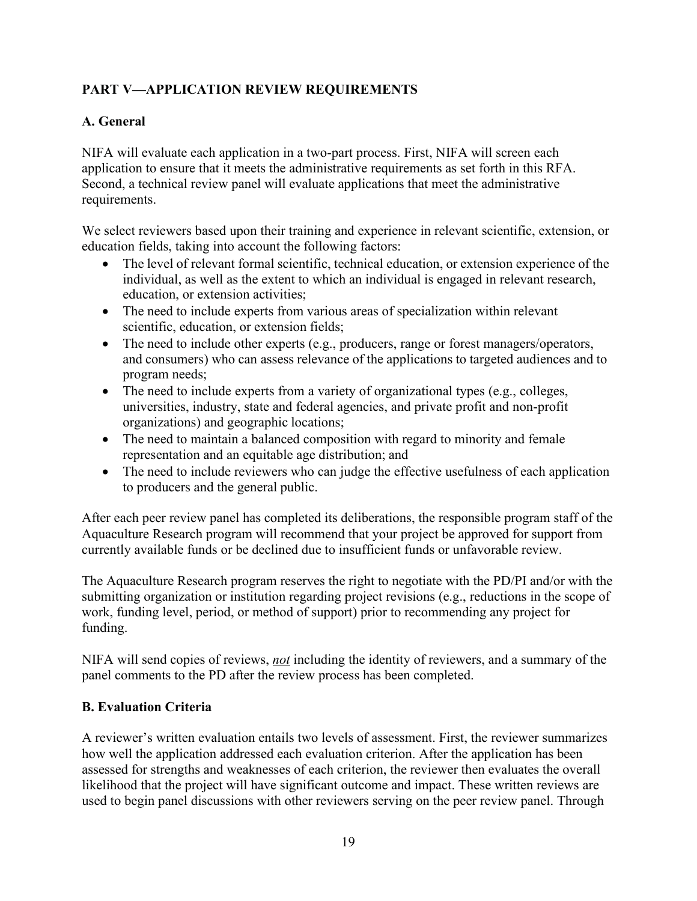## PART V—APPLICATION REVIEW REQUIREMENTS

### A. General

NIFA will evaluate each application in a two-part process. First, NIFA will screen each application to ensure that it meets the administrative requirements as set forth in this RFA. Second, a technical review panel will evaluate applications that meet the administrative requirements.

We select reviewers based upon their training and experience in relevant scientific, extension, or education fields, taking into account the following factors:

- The level of relevant formal scientific, technical education, or extension experience of the individual, as well as the extent to which an individual is engaged in relevant research, education, or extension activities;
- The need to include experts from various areas of specialization within relevant scientific, education, or extension fields;
- The need to include other experts (e.g., producers, range or forest managers/operators, and consumers) who can assess relevance of the applications to targeted audiences and to program needs;
- The need to include experts from a variety of organizational types (e.g., colleges, universities, industry, state and federal agencies, and private profit and non-profit organizations) and geographic locations;
- The need to maintain a balanced composition with regard to minority and female representation and an equitable age distribution; and
- The need to include reviewers who can judge the effective usefulness of each application to producers and the general public.

After each peer review panel has completed its deliberations, the responsible program staff of the Aquaculture Research program will recommend that your project be approved for support from currently available funds or be declined due to insufficient funds or unfavorable review.

The Aquaculture Research program reserves the right to negotiate with the PD/PI and/or with the submitting organization or institution regarding project revisions (e.g., reductions in the scope of work, funding level, period, or method of support) prior to recommending any project for funding.

NIFA will send copies of reviews, ***not*** including the identity of reviewers, and a summary of the panel comments to the PD after the review process has been completed.

### B. Evaluation Criteria

A reviewer's written evaluation entails two levels of assessment. First, the reviewer summarizes how well the application addressed each evaluation criterion. After the application has been assessed for strengths and weaknesses of each criterion, the reviewer then evaluates the overall likelihood that the project will have significant outcome and impact. These written reviews are used to begin panel discussions with other reviewers serving on the peer review panel. Through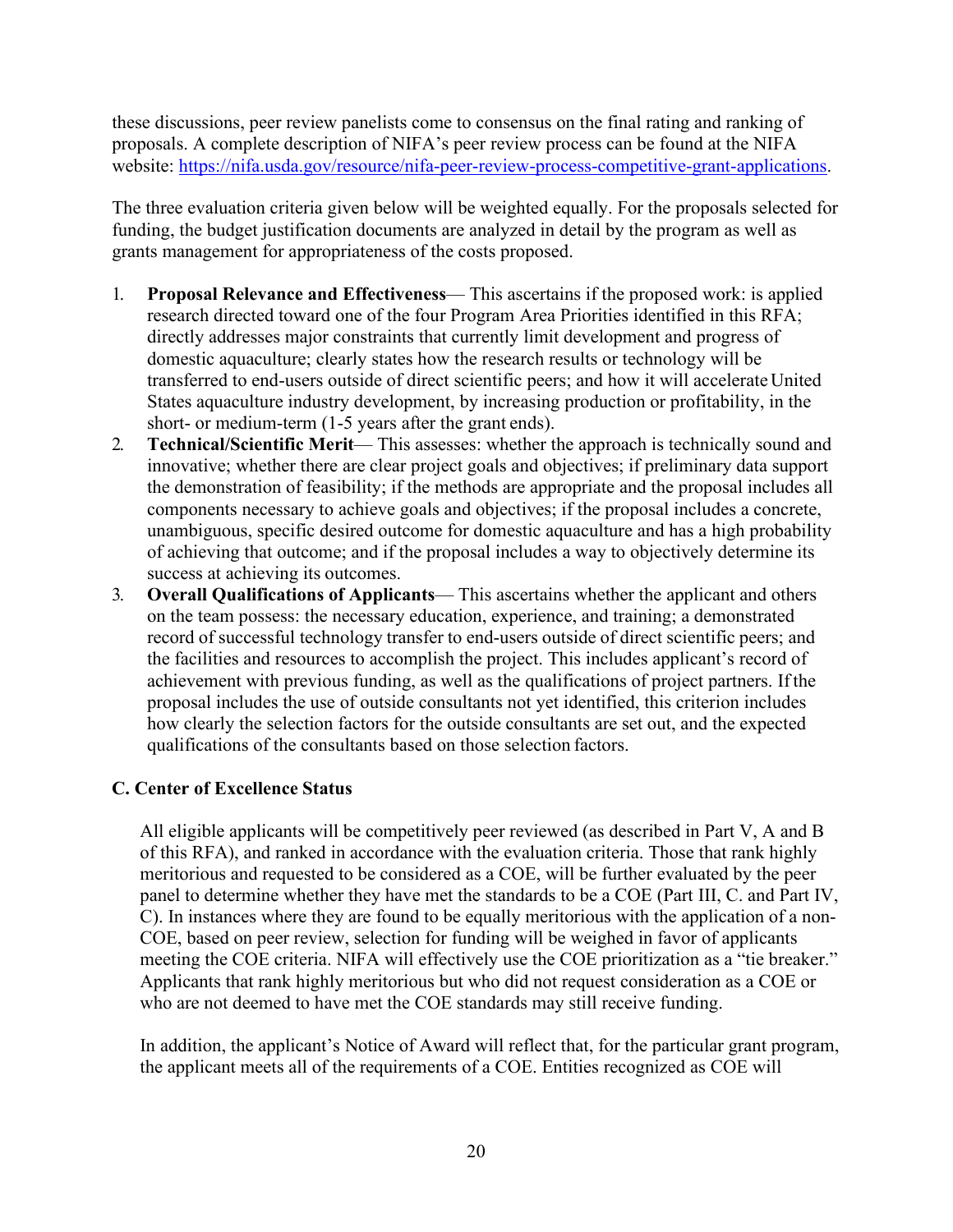these discussions, peer review panelists come to consensus on the final rating and ranking of proposals. A complete description of NIFA's peer review process can be found at the NIFA website: [https://nifa.usda.gov/resource/nifa-peer-review-process-competitive-grant-applications](https://nifa.usda.gov/resource/nifa-peer-review-process-competitive-grant-applications).

The three evaluation criteria given below will be weighted equally. For the proposals selected for funding, the budget justification documents are analyzed in detail by the program as well as grants management for appropriateness of the costs proposed.

1. **Proposal Relevance and Effectiveness**— This ascertains if the proposed work: is applied research directed toward one of the four Program Area Priorities identified in this RFA; directly addresses major constraints that currently limit development and progress of domestic aquaculture; clearly states how the research results or technology will be transferred to end-users outside of direct scientific peers; and how it will accelerate United States aquaculture industry development, by increasing production or profitability, in the short- or medium-term (1-5 years after the grant ends).
2. **Technical/Scientific Merit**— This assesses: whether the approach is technically sound and innovative; whether there are clear project goals and objectives; if preliminary data support the demonstration of feasibility; if the methods are appropriate and the proposal includes all components necessary to achieve goals and objectives; if the proposal includes a concrete, unambiguous, specific desired outcome for domestic aquaculture and has a high probability of achieving that outcome; and if the proposal includes a way to objectively determine its success at achieving its outcomes.
3. **Overall Qualifications of Applicants**— This ascertains whether the applicant and others on the team possess: the necessary education, experience, and training; a demonstrated record of successful technology transfer to end-users outside of direct scientific peers; and the facilities and resources to accomplish the project. This includes applicant's record of achievement with previous funding, as well as the qualifications of project partners. If the proposal includes the use of outside consultants not yet identified, this criterion includes how clearly the selection factors for the outside consultants are set out, and the expected qualifications of the consultants based on those selection factors.

### C. Center of Excellence Status

All eligible applicants will be competitively peer reviewed (as described in Part V, A and B of this RFA), and ranked in accordance with the evaluation criteria. Those that rank highly meritorious and requested to be considered as a COE, will be further evaluated by the peer panel to determine whether they have met the standards to be a COE (Part III, C. and Part IV, C). In instances where they are found to be equally meritorious with the application of a non-COE, based on peer review, selection for funding will be weighed in favor of applicants meeting the COE criteria. NIFA will effectively use the COE prioritization as a "tie breaker." Applicants that rank highly meritorious but who did not request consideration as a COE or who are not deemed to have met the COE standards may still receive funding.

In addition, the applicant's Notice of Award will reflect that, for the particular grant program, the applicant meets all of the requirements of a COE. Entities recognized as COE will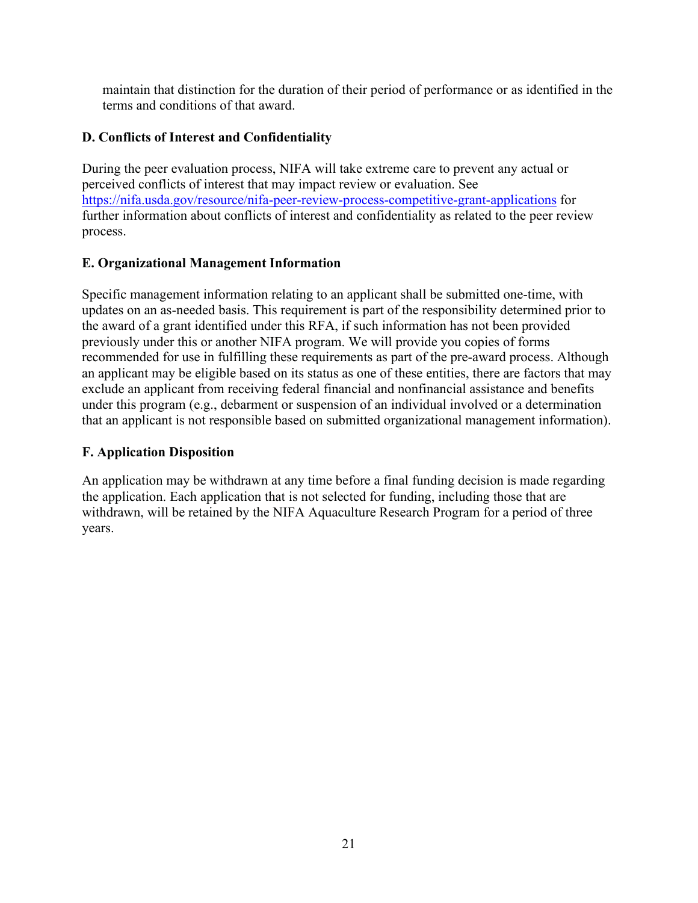maintain that distinction for the duration of their period of performance or as identified in the terms and conditions of that award.

### D. Conflicts of Interest and Confidentiality

During the peer evaluation process, NIFA will take extreme care to prevent any actual or perceived conflicts of interest that may impact review or evaluation. See https://nifa.usda.gov/resource/nifa-peer-review-process-competitive-grant-applications for further information about conflicts of interest and confidentiality as related to the peer review process.

### E. Organizational Management Information

Specific management information relating to an applicant shall be submitted one-time, with updates on an as-needed basis. This requirement is part of the responsibility determined prior to the award of a grant identified under this RFA, if such information has not been provided previously under this or another NIFA program. We will provide you copies of forms recommended for use in fulfilling these requirements as part of the pre-award process. Although an applicant may be eligible based on its status as one of these entities, there are factors that may exclude an applicant from receiving federal financial and nonfinancial assistance and benefits under this program (e.g., debarment or suspension of an individual involved or a determination that an applicant is not responsible based on submitted organizational management information).

### F. Application Disposition

An application may be withdrawn at any time before a final funding decision is made regarding the application. Each application that is not selected for funding, including those that are withdrawn, will be retained by the NIFA Aquaculture Research Program for a period of three years.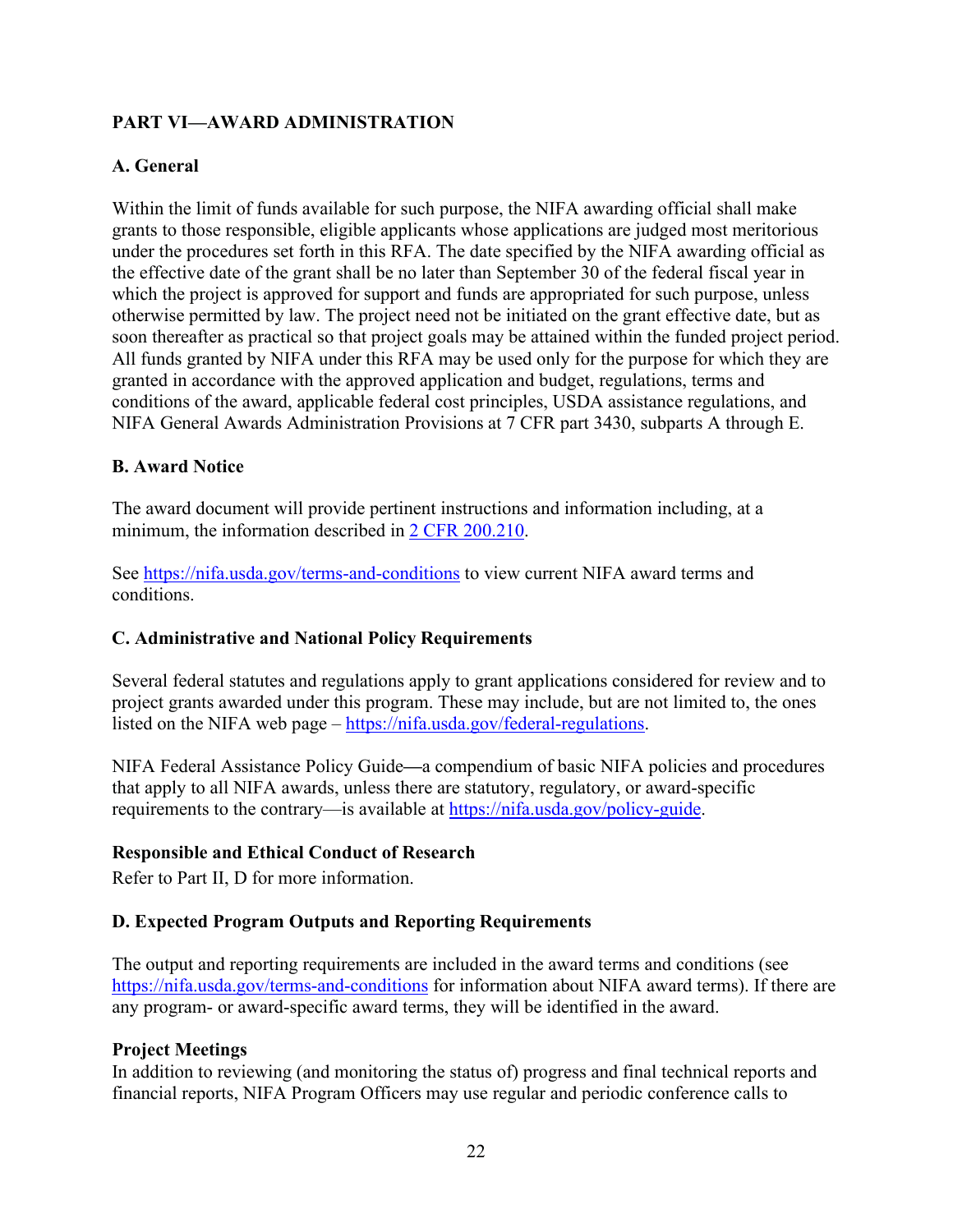## PART VI—AWARD ADMINISTRATION

### A. General

Within the limit of funds available for such purpose, the NIFA awarding official shall make grants to those responsible, eligible applicants whose applications are judged most meritorious under the procedures set forth in this RFA. The date specified by the NIFA awarding official as the effective date of the grant shall be no later than September 30 of the federal fiscal year in which the project is approved for support and funds are appropriated for such purpose, unless otherwise permitted by law. The project need not be initiated on the grant effective date, but as soon thereafter as practical so that project goals may be attained within the funded project period. All funds granted by NIFA under this RFA may be used only for the purpose for which they are granted in accordance with the approved application and budget, regulations, terms and conditions of the award, applicable federal cost principles, USDA assistance regulations, and NIFA General Awards Administration Provisions at 7 CFR part 3430, subparts A through E.

### B. Award Notice

The award document will provide pertinent instructions and information including, at a minimum, the information described in [2 CFR 200.210](2 CFR 200.210).

See [https://nifa.usda.gov/terms-and-conditions](https://nifa.usda.gov/terms-and-conditions) to view current NIFA award terms and conditions.

### C. Administrative and National Policy Requirements

Several federal statutes and regulations apply to grant applications considered for review and to project grants awarded under this program. These may include, but are not limited to, the ones listed on the NIFA web page – [https://nifa.usda.gov/federal-regulations](https://nifa.usda.gov/federal-regulations).

NIFA Federal Assistance Policy Guide—a compendium of basic NIFA policies and procedures that apply to all NIFA awards, unless there are statutory, regulatory, or award-specific requirements to the contrary—is available at [https://nifa.usda.gov/policy-guide](https://nifa.usda.gov/policy-guide).

#### Responsible and Ethical Conduct of Research

Refer to Part II, D for more information.

### D. Expected Program Outputs and Reporting Requirements

The output and reporting requirements are included in the award terms and conditions (see [https://nifa.usda.gov/terms-and-conditions](https://nifa.usda.gov/terms-and-conditions) for information about NIFA award terms). If there are any program- or award-specific award terms, they will be identified in the award.

#### Project Meetings

In addition to reviewing (and monitoring the status of) progress and final technical reports and financial reports, NIFA Program Officers may use regular and periodic conference calls to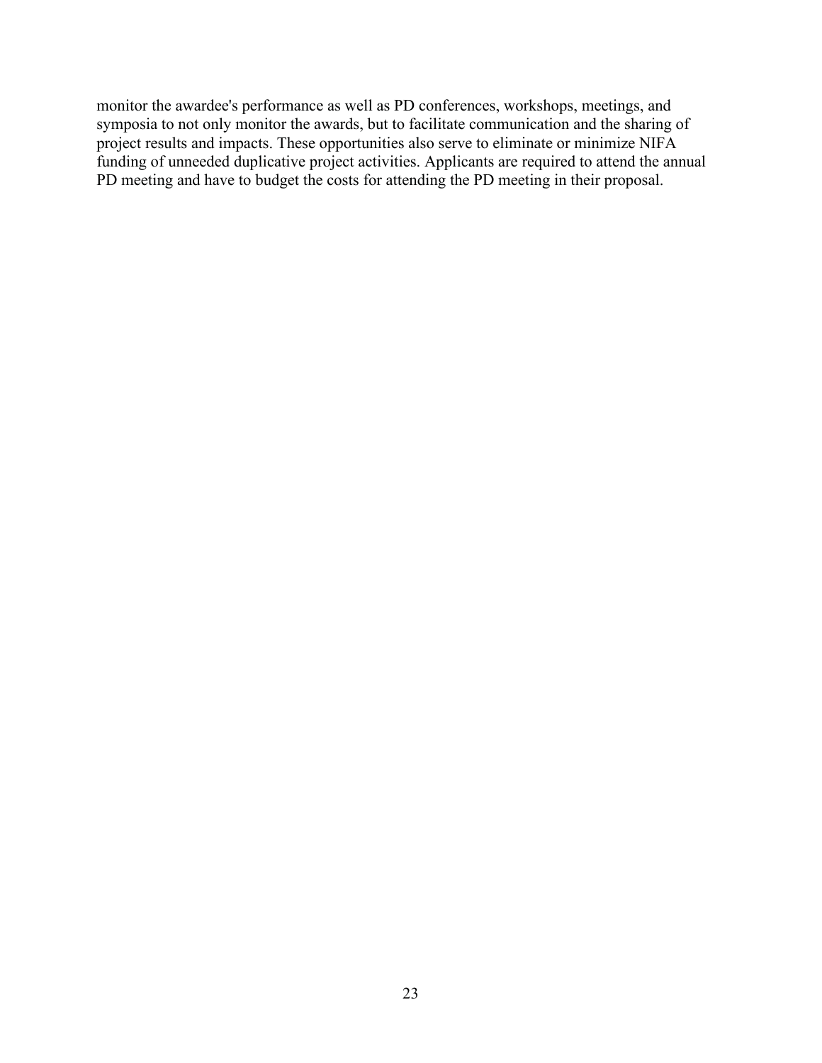monitor the awardee's performance as well as PD conferences, workshops, meetings, and symposia to not only monitor the awards, but to facilitate communication and the sharing of project results and impacts. These opportunities also serve to eliminate or minimize NIFA funding of unneeded duplicative project activities. Applicants are required to attend the annual PD meeting and have to budget the costs for attending the PD meeting in their proposal.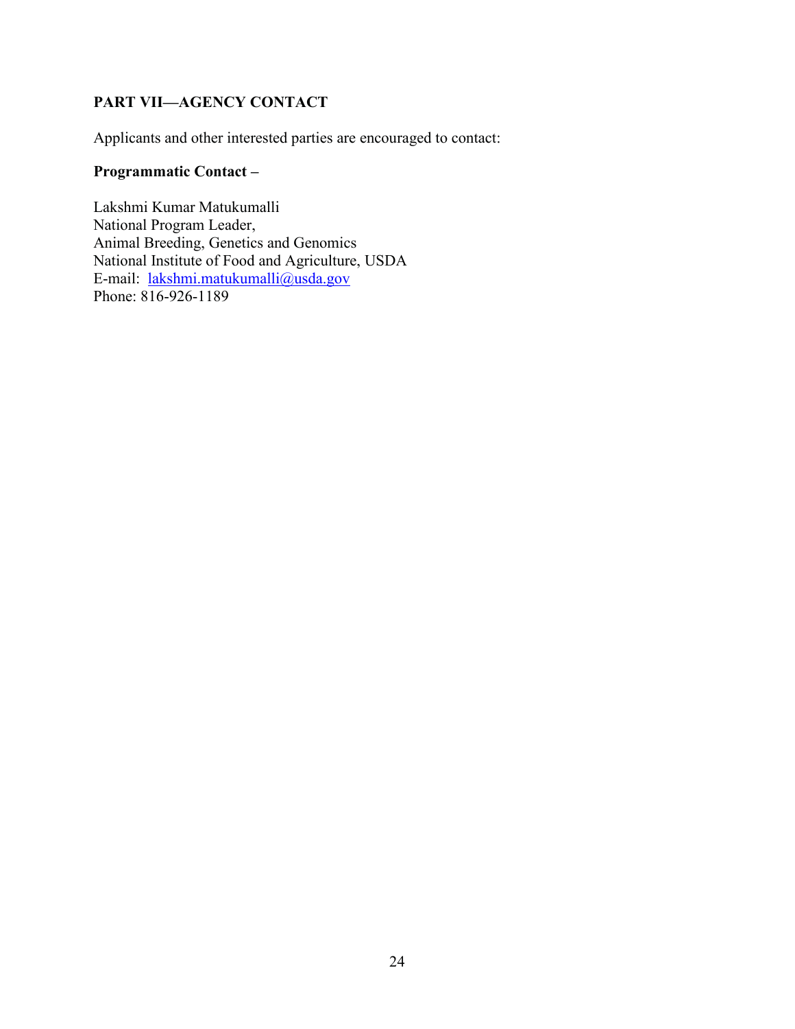## PART VII—AGENCY CONTACT

Applicants and other interested parties are encouraged to contact:

**Programmatic Contact –**

Lakshmi Kumar Matukumalli  
National Program Leader,  
Animal Breeding, Genetics and Genomics  
National Institute of Food and Agriculture, USDA  
E-mail: lakshmi.matukumalli@usda.gov  
Phone: 816-926-1189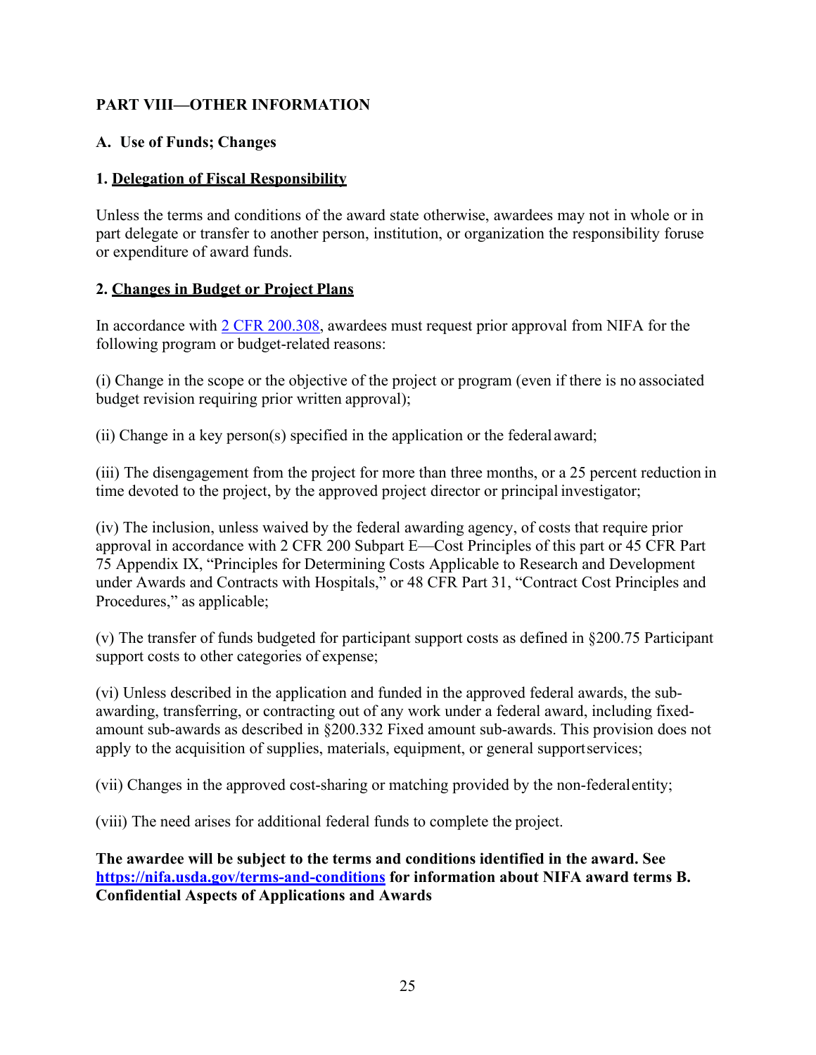## PART VIII—OTHER INFORMATION

### A. Use of Funds; Changes

#### 1. Delegation of Fiscal Responsibility

Unless the terms and conditions of the award state otherwise, awardees may not in whole or in part delegate or transfer to another person, institution, or organization the responsibility foruse or expenditure of award funds.

#### 2. Changes in Budget or Project Plans

In accordance with [2 CFR 200.308](#), awardees must request prior approval from NIFA for the following program or budget-related reasons:

(i) Change in the scope or the objective of the project or program (even if there is no associated budget revision requiring prior written approval);

(ii) Change in a key person(s) specified in the application or the federal award;

(iii) The disengagement from the project for more than three months, or a 25 percent reduction in time devoted to the project, by the approved project director or principal investigator;

(iv) The inclusion, unless waived by the federal awarding agency, of costs that require prior approval in accordance with 2 CFR 200 Subpart E—Cost Principles of this part or 45 CFR Part 75 Appendix IX, "Principles for Determining Costs Applicable to Research and Development under Awards and Contracts with Hospitals," or 48 CFR Part 31, "Contract Cost Principles and Procedures," as applicable;

(v) The transfer of funds budgeted for participant support costs as defined in §200.75 Participant support costs to other categories of expense;

(vi) Unless described in the application and funded in the approved federal awards, the sub-awarding, transferring, or contracting out of any work under a federal award, including fixed-amount sub-awards as described in §200.332 Fixed amount sub-awards. This provision does not apply to the acquisition of supplies, materials, equipment, or general supportservices;

(vii) Changes in the approved cost-sharing or matching provided by the non-federalentity;

(viii) The need arises for additional federal funds to complete the project.

**The awardee will be subject to the terms and conditions identified in the award. See [https://nifa.usda.gov/terms-and-conditions](https://nifa.usda.gov/terms-and-conditions) for information about NIFA award terms B. Confidential Aspects of Applications and Awards**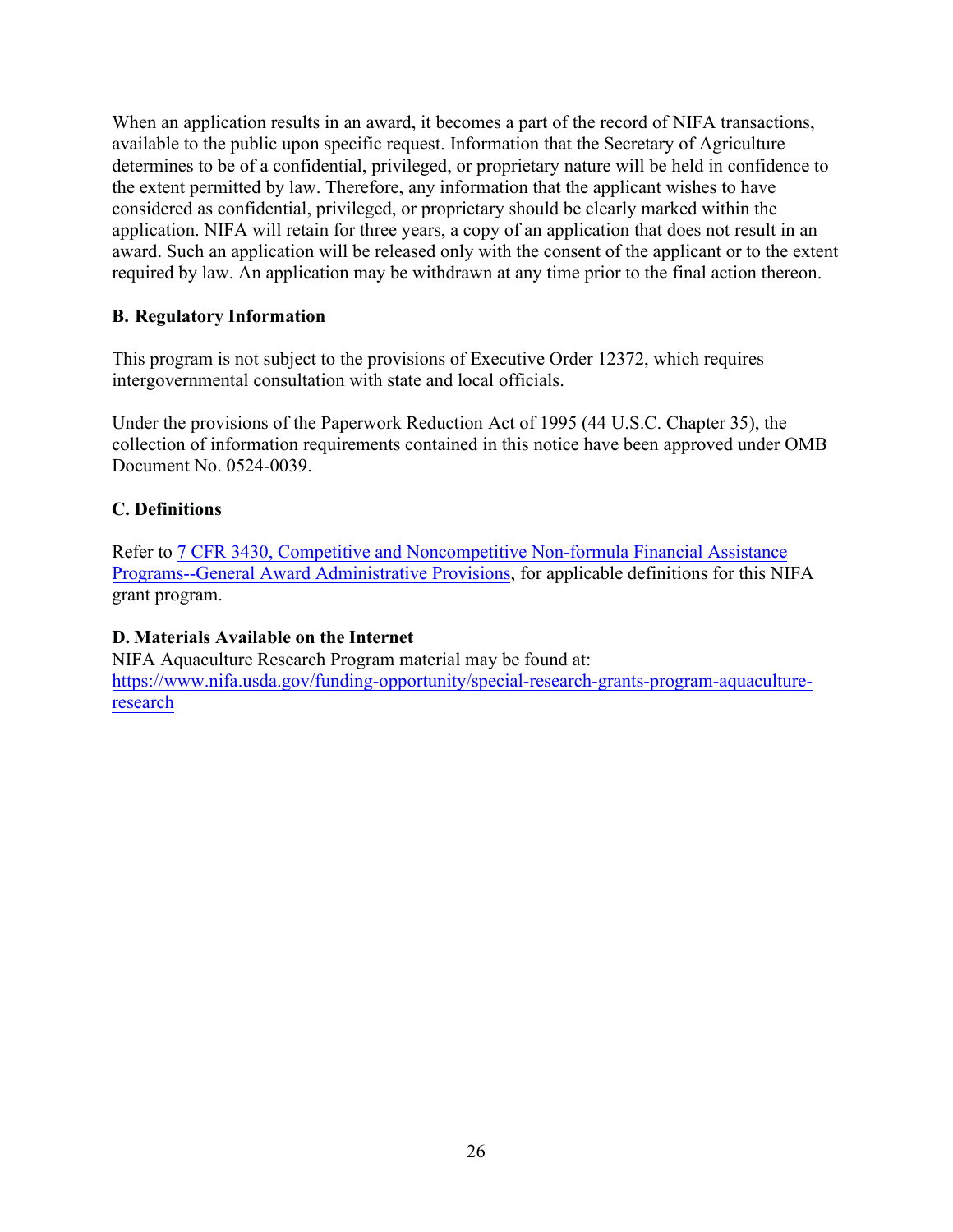When an application results in an award, it becomes a part of the record of NIFA transactions, available to the public upon specific request. Information that the Secretary of Agriculture determines to be of a confidential, privileged, or proprietary nature will be held in confidence to the extent permitted by law. Therefore, any information that the applicant wishes to have considered as confidential, privileged, or proprietary should be clearly marked within the application. NIFA will retain for three years, a copy of an application that does not result in an award. Such an application will be released only with the consent of the applicant or to the extent required by law. An application may be withdrawn at any time prior to the final action thereon.

### B. Regulatory Information

This program is not subject to the provisions of Executive Order 12372, which requires intergovernmental consultation with state and local officials.

Under the provisions of the Paperwork Reduction Act of 1995 (44 U.S.C. Chapter 35), the collection of information requirements contained in this notice have been approved under OMB Document No. 0524-0039.

### C. Definitions

Refer to [7 CFR 3430, Competitive and Noncompetitive Non-formula Financial Assistance Programs--General Award Administrative Provisions](), for applicable definitions for this NIFA grant program.

### D. Materials Available on the Internet

NIFA Aquaculture Research Program material may be found at: [https://www.nifa.usda.gov/funding-opportunity/special-research-grants-program-aquaculture-research](https://www.nifa.usda.gov/funding-opportunity/special-research-grants-program-aquaculture-research)